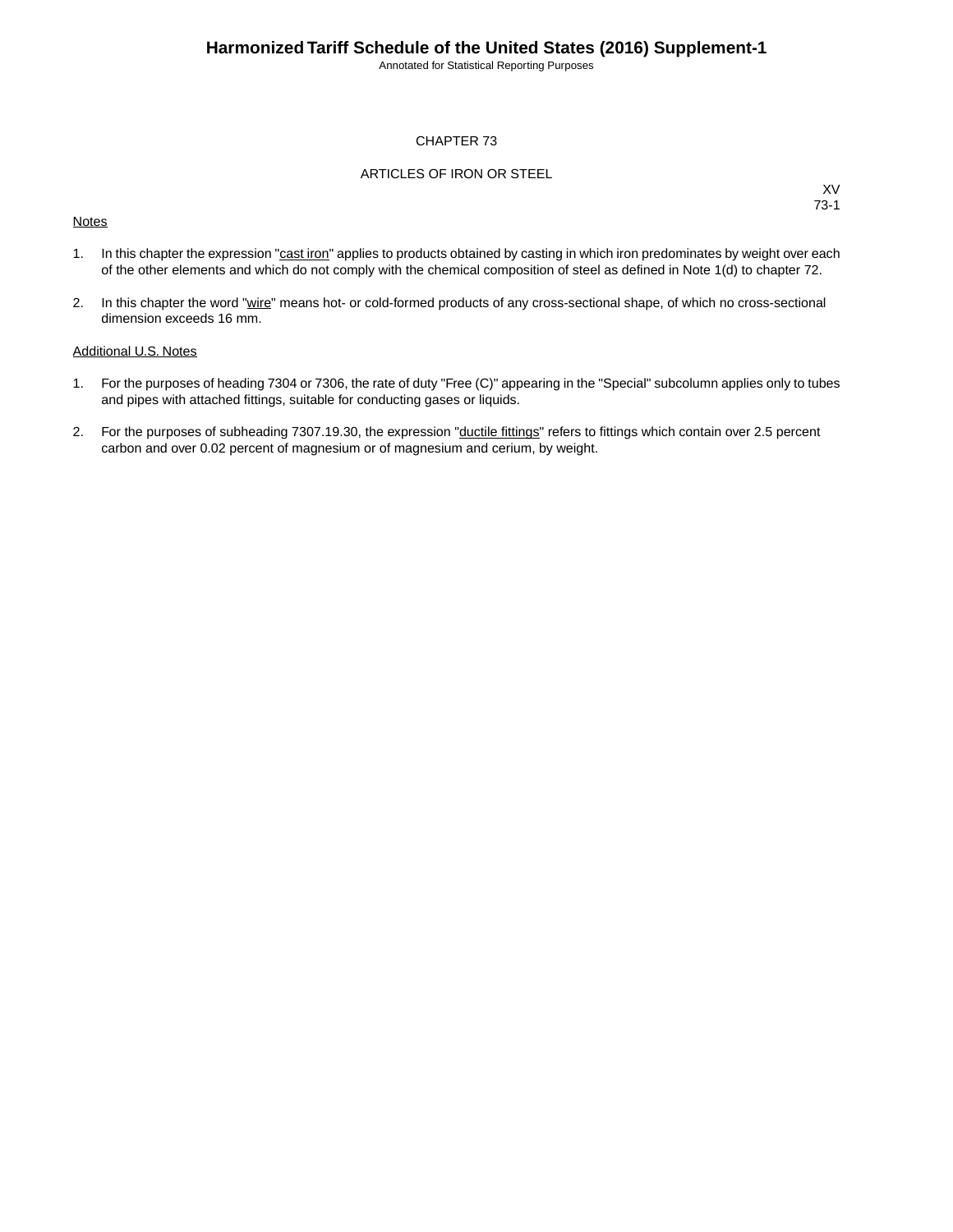# CHAPTER 73

## ARTICLES OF IRON OR STEEL

XV
73-1

Notes

1. In this chapter the expression "cast iron" applies to products obtained by casting in which iron predominates by weight over each of the other elements and which do not comply with the chemical composition of steel as defined in Note 1(d) to chapter 72.

2. In this chapter the word "wire" means hot- or cold-formed products of any cross-sectional shape, of which no cross-sectional dimension exceeds 16 mm.

Additional U.S. Notes

1. For the purposes of heading 7304 or 7306, the rate of duty "Free (C)" appearing in the "Special" subcolumn applies only to tubes and pipes with attached fittings, suitable for conducting gases or liquids.

2. For the purposes of subheading 7307.19.30, the expression "ductile fittings" refers to fittings which contain over 2.5 percent carbon and over 0.02 percent of magnesium or of magnesium and cerium, by weight.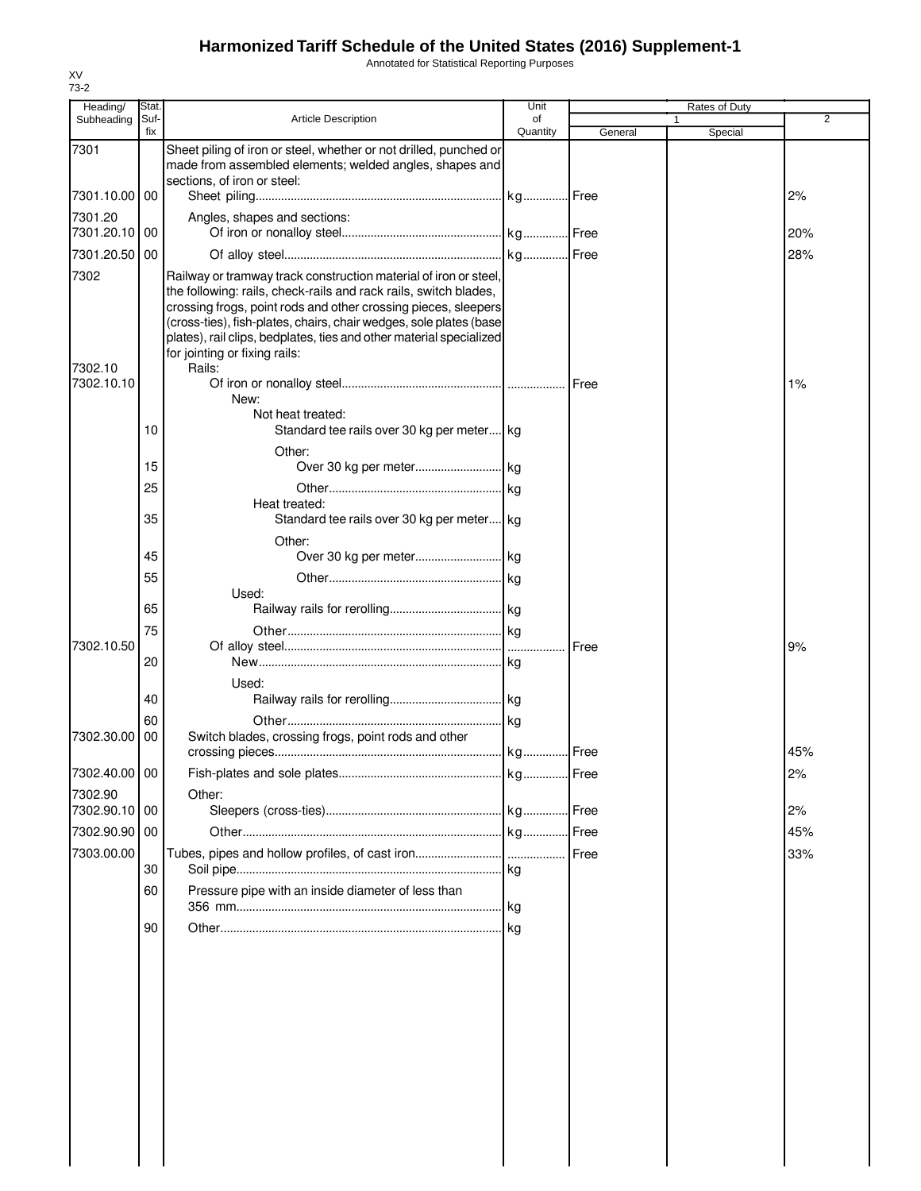# Harmonized Tariff Schedule of the United States (2016) Supplement-1

Annotated for Statistical Reporting Purposes

XV
73-2

| Heading/ Subheading | Stat. Suf- fix | Article Description | Unit of Quantity | Rates of Duty 1 General | Special | 2 |
|---|---|---|---|---|---|---|
| 7301 | | Sheet piling of iron or steel, whether or not drilled, punched or made from assembled elements; welded angles, shapes and sections, of iron or steel: | | | | |
| 7301.10.00 | 00 | Sheet piling | kg | Free | | 2% |
| 7301.20 | | Angles, shapes and sections: | | | | |
| 7301.20.10 | 00 | Of iron or nonalloy steel | kg | Free | | 20% |
| 7301.20.50 | 00 | Of alloy steel | kg | Free | | 28% |
| 7302 | | Railway or tramway track construction material of iron or steel, the following: rails, check-rails and rack rails, switch blades, crossing frogs, point rods and other crossing pieces, sleepers (cross-ties), fish-plates, chairs, chair wedges, sole plates (base plates), rail clips, bedplates, ties and other material specialized for jointing or fixing rails: | | | | |
| 7302.10 | | Rails: | | | | |
| 7302.10.10 | | Of iron or nonalloy steel | | Free | | 1% |
| | | New: | | | | |
| | | Not heat treated: | | | | |
| | 10 | Standard tee rails over 30 kg per meter | kg | | | |
| | | Other: | | | | |
| | 15 | Over 30 kg per meter | kg | | | |
| | 25 | Other | kg | | | |
| | | Heat treated: | | | | |
| | 35 | Standard tee rails over 30 kg per meter | kg | | | |
| | | Other: | | | | |
| | 45 | Over 30 kg per meter | kg | | | |
| | 55 | Other | kg | | | |
| | | Used: | | | | |
| | 65 | Railway rails for rerolling | kg | | | |
| | 75 | Other | kg | | | |
| 7302.10.50 | | Of alloy steel | | Free | | 9% |
| | 20 | New | kg | | | |
| | | Used: | | | | |
| | 40 | Railway rails for rerolling | kg | | | |
| | 60 | Other | kg | | | |
| 7302.30.00 | 00 | Switch blades, crossing frogs, point rods and other crossing pieces | kg | Free | | 45% |
| 7302.40.00 | 00 | Fish-plates and sole plates | kg | Free | | 2% |
| 7302.90 | | Other: | | | | |
| 7302.90.10 | 00 | Sleepers (cross-ties) | kg | Free | | 2% |
| 7302.90.90 | 00 | Other | kg | Free | | 45% |
| 7303.00.00 | | Tubes, pipes and hollow profiles, of cast iron | | Free | | 33% |
| | 30 | Soil pipe | kg | | | |
| | 60 | Pressure pipe with an inside diameter of less than 356 mm | kg | | | |
| | 90 | Other | kg | | | |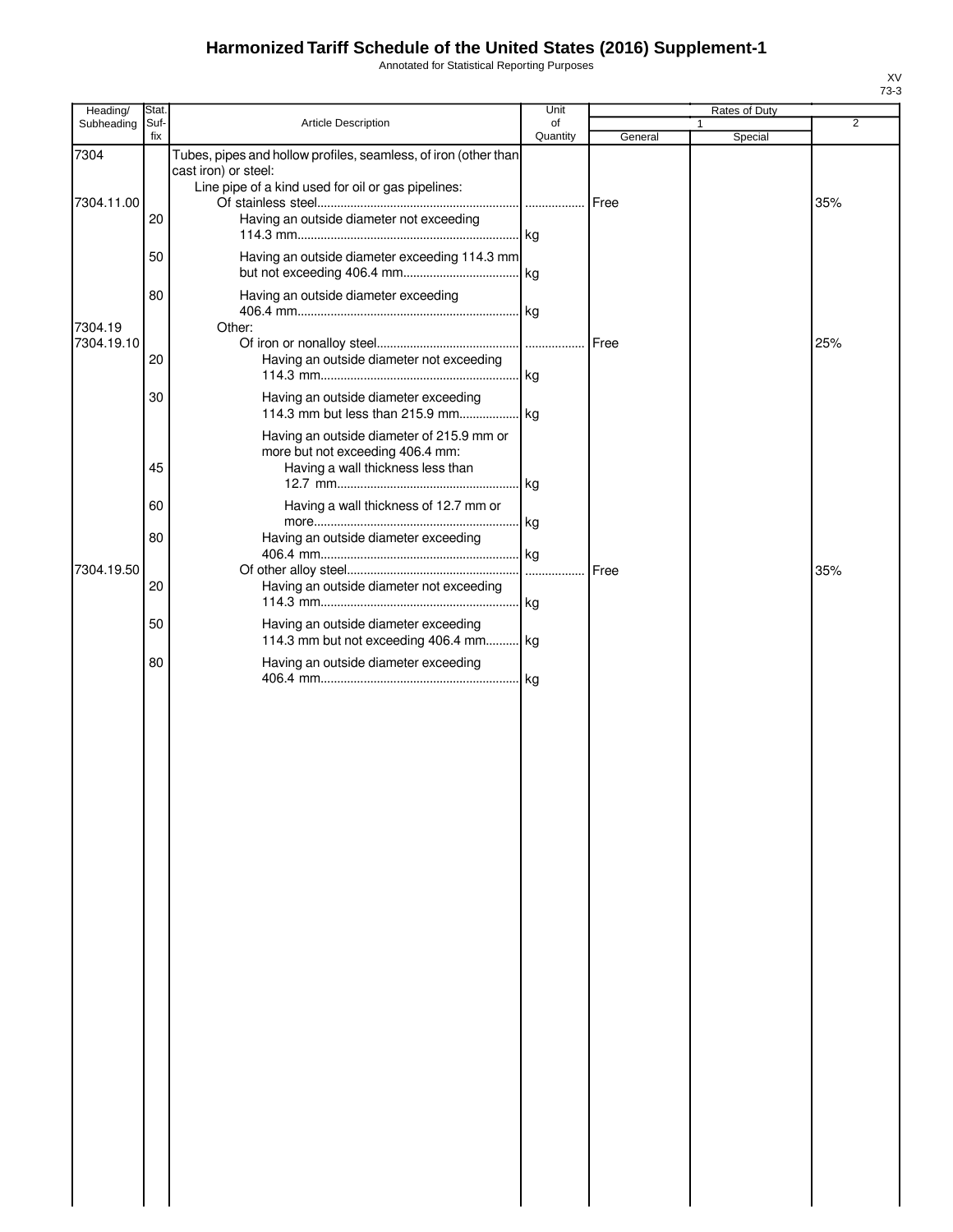# Harmonized Tariff Schedule of the United States (2016) Supplement-1

Annotated for Statistical Reporting Purposes

XV
73-3

| Heading/ Subheading | Stat. Suf- fix | Article Description | Unit of Quantity | Rates of Duty 1 General | Rates of Duty 1 Special | Rates of Duty 2 |
|---|---|---|---|---|---|---|
| 7304 | | Tubes, pipes and hollow profiles, seamless, of iron (other than cast iron) or steel: | | | | |
| | | Line pipe of a kind used for oil or gas pipelines: | | | | |
| 7304.11.00 | | Of stainless steel | | Free | | 35% |
| | 20 | Having an outside diameter not exceeding 114.3 mm | kg | | | |
| | 50 | Having an outside diameter exceeding 114.3 mm but not exceeding 406.4 mm | kg | | | |
| | 80 | Having an outside diameter exceeding 406.4 mm | kg | | | |
| 7304.19 | | Other: | | | | |
| 7304.19.10 | | Of iron or nonalloy steel | | Free | | 25% |
| | 20 | Having an outside diameter not exceeding 114.3 mm | kg | | | |
| | 30 | Having an outside diameter exceeding 114.3 mm but less than 215.9 mm | kg | | | |
| | | Having an outside diameter of 215.9 mm or more but not exceeding 406.4 mm: | | | | |
| | 45 | Having a wall thickness less than 12.7 mm | kg | | | |
| | 60 | Having a wall thickness of 12.7 mm or more | kg | | | |
| | 80 | Having an outside diameter exceeding 406.4 mm | kg | | | |
| 7304.19.50 | | Of other alloy steel | | Free | | 35% |
| | 20 | Having an outside diameter not exceeding 114.3 mm | kg | | | |
| | 50 | Having an outside diameter exceeding 114.3 mm but not exceeding 406.4 mm | kg | | | |
| | 80 | Having an outside diameter exceeding 406.4 mm | kg | | | |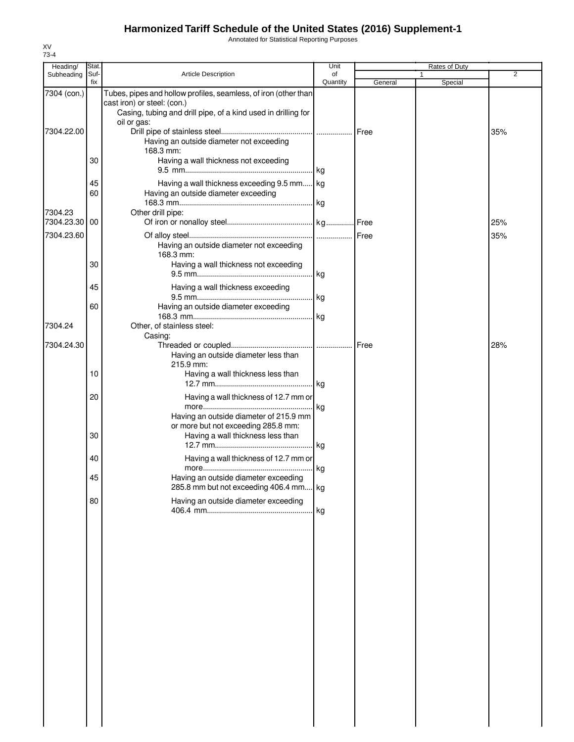# Harmonized Tariff Schedule of the United States (2016) Supplement-1

Annotated for Statistical Reporting Purposes

XV
73-4

| Heading/ Subheading | Stat. Suf- fix | Article Description | Unit of Quantity | Rates of Duty 1 General | Special | 2 |
|---|---|---|---|---|---|---|
| 7304 (con.) | | Tubes, pipes and hollow profiles, seamless, of iron (other than cast iron) or steel: (con.) | | | | |
| | | Casing, tubing and drill pipe, of a kind used in drilling for oil or gas: | | | | |
| 7304.22.00 | | Drill pipe of stainless steel | | Free | | 35% |
| | | Having an outside diameter not exceeding 168.3 mm: | | | | |
| | 30 | Having a wall thickness not exceeding 9.5 mm | kg | | | |
| | 45 | Having a wall thickness exceeding 9.5 mm | kg | | | |
| | 60 | Having an outside diameter exceeding 168.3 mm | kg | | | |
| 7304.23 | | Other drill pipe: | | | | |
| 7304.23.30 | 00 | Of iron or nonalloy steel | kg | Free | | 25% |
| 7304.23.60 | | Of alloy steel | | Free | | 35% |
| | | Having an outside diameter not exceeding 168.3 mm: | | | | |
| | 30 | Having a wall thickness not exceeding 9.5 mm | kg | | | |
| | 45 | Having a wall thickness exceeding 9.5 mm | kg | | | |
| | 60 | Having an outside diameter exceeding 168.3 mm | kg | | | |
| 7304.24 | | Other, of stainless steel: | | | | |
| | | Casing: | | | | |
| 7304.24.30 | | Threaded or coupled | | Free | | 28% |
| | | Having an outside diameter less than 215.9 mm: | | | | |
| | 10 | Having a wall thickness less than 12.7 mm | kg | | | |
| | 20 | Having a wall thickness of 12.7 mm or more | kg | | | |
| | | Having an outside diameter of 215.9 mm or more but not exceeding 285.8 mm: | | | | |
| | 30 | Having a wall thickness less than 12.7 mm | kg | | | |
| | 40 | Having a wall thickness of 12.7 mm or more | kg | | | |
| | 45 | Having an outside diameter exceeding 285.8 mm but not exceeding 406.4 mm | kg | | | |
| | 80 | Having an outside diameter exceeding 406.4 mm | kg | | | |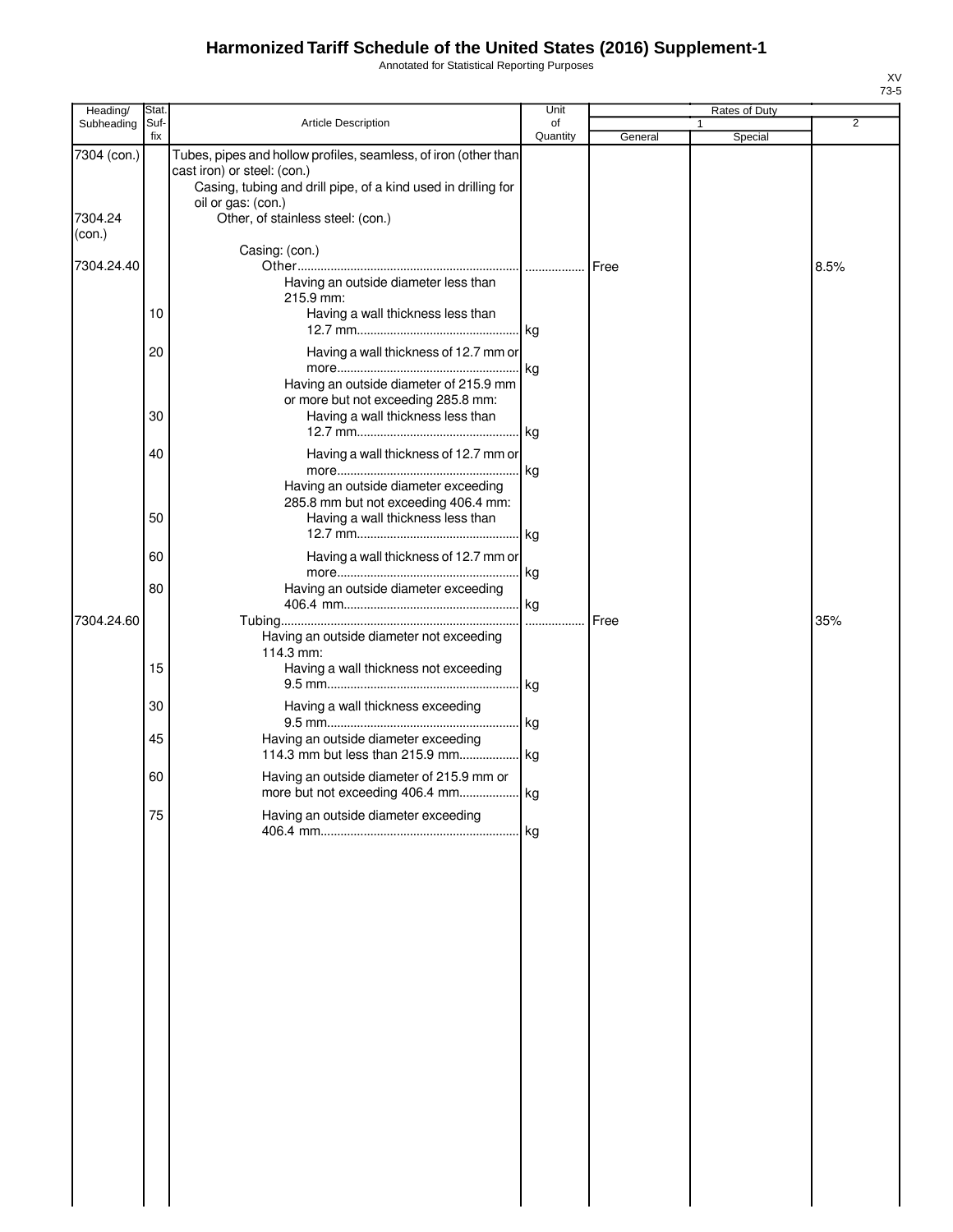# Harmonized Tariff Schedule of the United States (2016) Supplement-1

Annotated for Statistical Reporting Purposes

XV
73-5

| Heading/ Subheading | Stat. Suf- fix | Article Description | Unit of Quantity | Rates of Duty 1 General | Special | 2 |
|---|---|---|---|---|---|---|
| 7304 (con.) | | Tubes, pipes and hollow profiles, seamless, of iron (other than cast iron) or steel: (con.) | | | | |
| | | Casing, tubing and drill pipe, of a kind used in drilling for oil or gas: (con.) | | | | |
| 7304.24 (con.) | | Other, of stainless steel: (con.) | | | | |
| | | Casing: (con.) | | | | |
| 7304.24.40 | | Other | | Free | | 8.5% |
| | | Having an outside diameter less than 215.9 mm: | | | | |
| | 10 | Having a wall thickness less than 12.7 mm | kg | | | |
| | 20 | Having a wall thickness of 12.7 mm or more | kg | | | |
| | | Having an outside diameter of 215.9 mm or more but not exceeding 285.8 mm: | | | | |
| | 30 | Having a wall thickness less than 12.7 mm | kg | | | |
| | 40 | Having a wall thickness of 12.7 mm or more | kg | | | |
| | | Having an outside diameter exceeding 285.8 mm but not exceeding 406.4 mm: | | | | |
| | 50 | Having a wall thickness less than 12.7 mm | kg | | | |
| | 60 | Having a wall thickness of 12.7 mm or more | kg | | | |
| | 80 | Having an outside diameter exceeding 406.4 mm | kg | | | |
| 7304.24.60 | | Tubing | | Free | | 35% |
| | | Having an outside diameter not exceeding 114.3 mm: | | | | |
| | 15 | Having a wall thickness not exceeding 9.5 mm | kg | | | |
| | 30 | Having a wall thickness exceeding 9.5 mm | kg | | | |
| | 45 | Having an outside diameter exceeding 114.3 mm but less than 215.9 mm | kg | | | |
| | 60 | Having an outside diameter of 215.9 mm or more but not exceeding 406.4 mm | kg | | | |
| | 75 | Having an outside diameter exceeding 406.4 mm | kg | | | |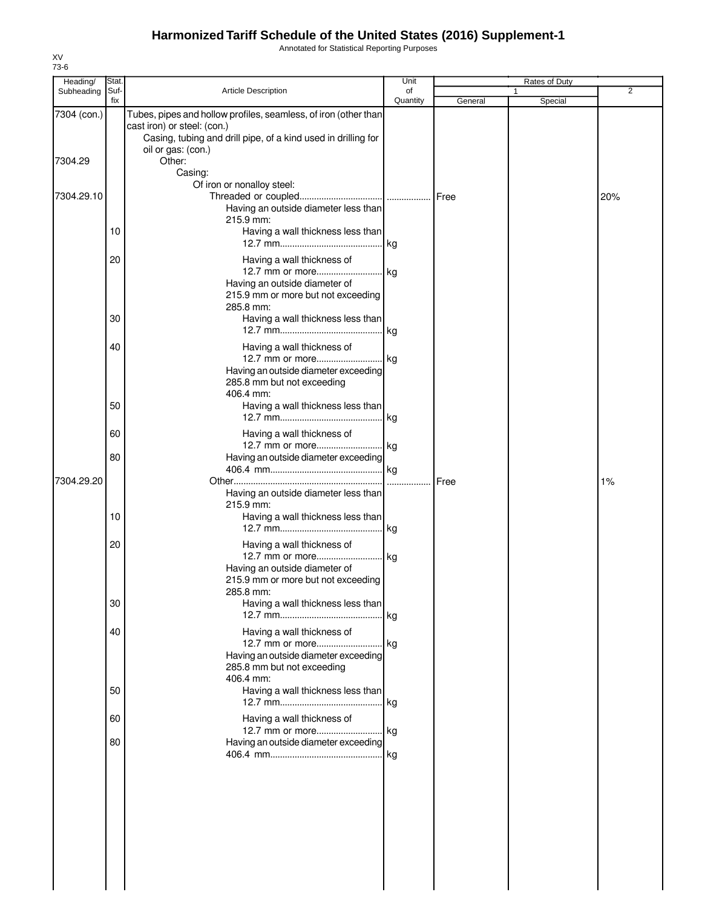# Harmonized Tariff Schedule of the United States (2016) Supplement-1

Annotated for Statistical Reporting Purposes

XV
73-6

| Heading/ Subheading | Stat. Suf- fix | Article Description | Unit of Quantity | Rates of Duty 1 General | 1 Special | 2 |
|---|---|---|---|---|---|---|
| 7304 (con.) | | Tubes, pipes and hollow profiles, seamless, of iron (other than cast iron) or steel: (con.) | | | | |
| | | Casing, tubing and drill pipe, of a kind used in drilling for oil or gas: (con.) | | | | |
| 7304.29 | | Other: | | | | |
| | | Casing: | | | | |
| | | Of iron or nonalloy steel: | | | | |
| 7304.29.10 | | Threaded or coupled | | Free | | 20% |
| | | Having an outside diameter less than 215.9 mm: | | | | |
| | 10 | Having a wall thickness less than 12.7 mm | kg | | | |
| | 20 | Having a wall thickness of 12.7 mm or more | kg | | | |
| | | Having an outside diameter of 215.9 mm or more but not exceeding 285.8 mm: | | | | |
| | 30 | Having a wall thickness less than 12.7 mm | kg | | | |
| | 40 | Having a wall thickness of 12.7 mm or more | kg | | | |
| | | Having an outside diameter exceeding 285.8 mm but not exceeding 406.4 mm: | | | | |
| | 50 | Having a wall thickness less than 12.7 mm | kg | | | |
| | 60 | Having a wall thickness of 12.7 mm or more | kg | | | |
| | 80 | Having an outside diameter exceeding 406.4 mm | kg | | | |
| 7304.29.20 | | Other | | Free | | 1% |
| | | Having an outside diameter less than 215.9 mm: | | | | |
| | 10 | Having a wall thickness less than 12.7 mm | kg | | | |
| | 20 | Having a wall thickness of 12.7 mm or more | kg | | | |
| | | Having an outside diameter of 215.9 mm or more but not exceeding 285.8 mm: | | | | |
| | 30 | Having a wall thickness less than 12.7 mm | kg | | | |
| | 40 | Having a wall thickness of 12.7 mm or more | kg | | | |
| | | Having an outside diameter exceeding 285.8 mm but not exceeding 406.4 mm: | | | | |
| | 50 | Having a wall thickness less than 12.7 mm | kg | | | |
| | 60 | Having a wall thickness of 12.7 mm or more | kg | | | |
| | 80 | Having an outside diameter exceeding 406.4 mm | kg | | | |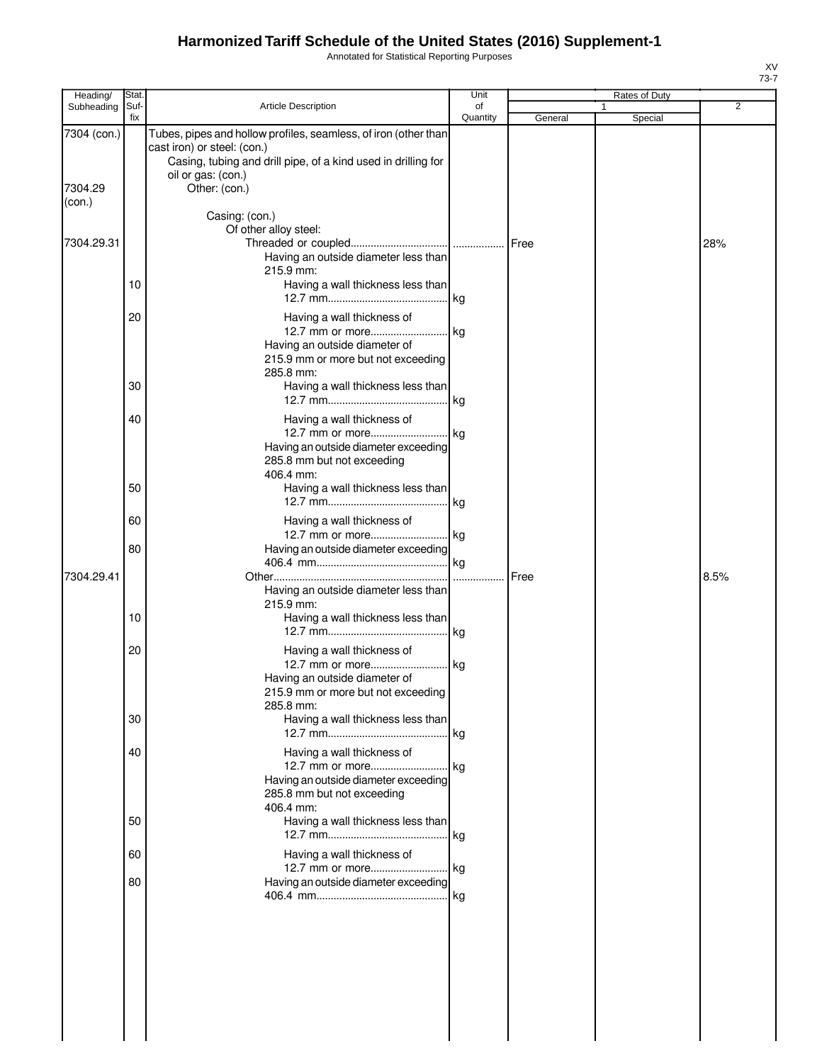# Harmonized Tariff Schedule of the United States (2016) Supplement-1

Annotated for Statistical Reporting Purposes

XV
73-7

| Heading/ Subheading | Stat. Suf- fix | Article Description | Unit of Quantity | Rates of Duty | | |
|---|---|---|---|---|---|---|
| | | | | 1 | | 2 |
| | | | | General | Special | |
| 7304 (con.) | | Tubes, pipes and hollow profiles, seamless, of iron (other than cast iron) or steel: (con.) | | | | |
| | | Casing, tubing and drill pipe, of a kind used in drilling for oil or gas: (con.) | | | | |
| 7304.29 (con.) | | Other: (con.) | | | | |
| | | Casing: (con.) | | | | |
| | | Of other alloy steel: | | | | |
| 7304.29.31 | | Threaded or coupled | | Free | | 28% |
| | | Having an outside diameter less than 215.9 mm: | | | | |
| | 10 | Having a wall thickness less than 12.7 mm | kg | | | |
| | 20 | Having a wall thickness of 12.7 mm or more | kg | | | |
| | | Having an outside diameter of 215.9 mm or more but not exceeding 285.8 mm: | | | | |
| | 30 | Having a wall thickness less than 12.7 mm | kg | | | |
| | 40 | Having a wall thickness of 12.7 mm or more | kg | | | |
| | | Having an outside diameter exceeding 285.8 mm but not exceeding 406.4 mm: | | | | |
| | 50 | Having a wall thickness less than 12.7 mm | kg | | | |
| | 60 | Having a wall thickness of 12.7 mm or more | kg | | | |
| | 80 | Having an outside diameter exceeding 406.4 mm | kg | | | |
| 7304.29.41 | | Other | | Free | | 8.5% |
| | | Having an outside diameter less than 215.9 mm: | | | | |
| | 10 | Having a wall thickness less than 12.7 mm | kg | | | |
| | 20 | Having a wall thickness of 12.7 mm or more | kg | | | |
| | | Having an outside diameter of 215.9 mm or more but not exceeding 285.8 mm: | | | | |
| | 30 | Having a wall thickness less than 12.7 mm | kg | | | |
| | 40 | Having a wall thickness of 12.7 mm or more | kg | | | |
| | | Having an outside diameter exceeding 285.8 mm but not exceeding 406.4 mm: | | | | |
| | 50 | Having a wall thickness less than 12.7 mm | kg | | | |
| | 60 | Having a wall thickness of 12.7 mm or more | kg | | | |
| | 80 | Having an outside diameter exceeding 406.4 mm | kg | | | |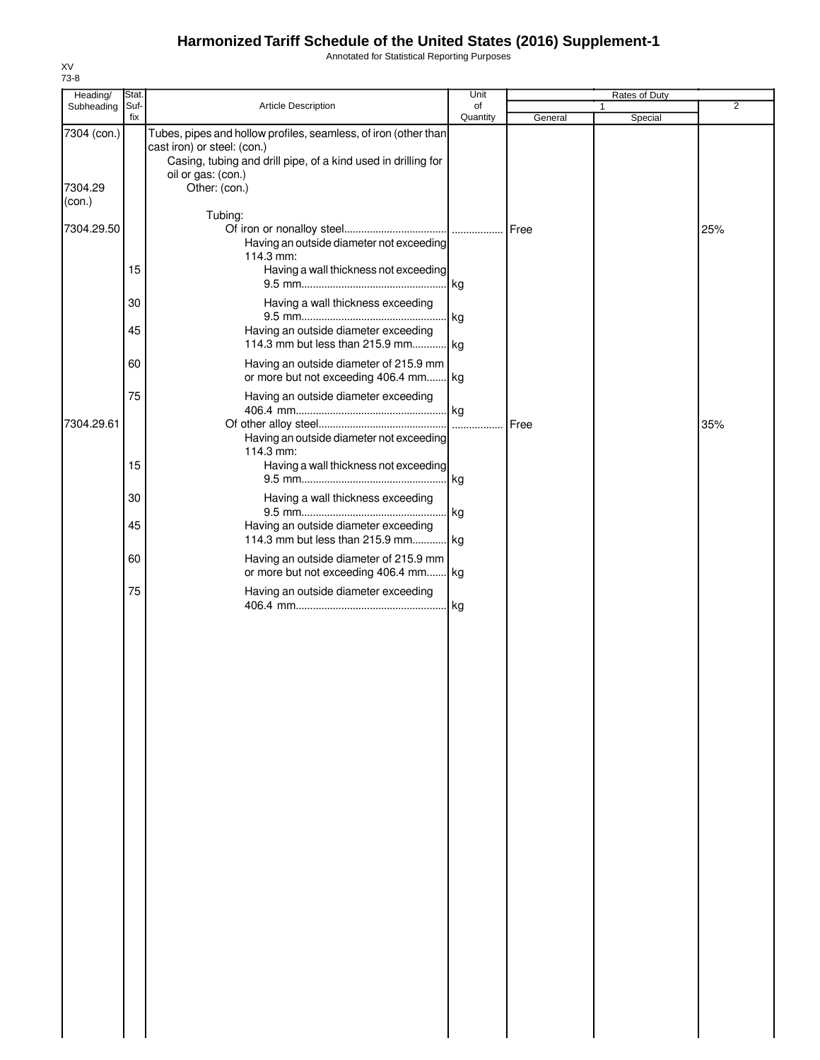# Harmonized Tariff Schedule of the United States (2016) Supplement-1

Annotated for Statistical Reporting Purposes

XV
73-8

| Heading/ Subheading | Stat. Suf-fix | Article Description | Unit of Quantity | Rates of Duty 1 General | Special | 2 |
|---|---|---|---|---|---|---|
| 7304 (con.) | | Tubes, pipes and hollow profiles, seamless, of iron (other than cast iron) or steel: (con.) | | | | |
| | | Casing, tubing and drill pipe, of a kind used in drilling for oil or gas: (con.) | | | | |
| 7304.29 (con.) | | Other: (con.) | | | | |
| | | Tubing: | | | | |
| 7304.29.50 | | Of iron or nonalloy steel | ................. | Free | | 25% |
| | | Having an outside diameter not exceeding 114.3 mm: | | | | |
| | 15 | Having a wall thickness not exceeding 9.5 mm | kg | | | |
| | 30 | Having a wall thickness exceeding 9.5 mm | kg | | | |
| | 45 | Having an outside diameter exceeding 114.3 mm but less than 215.9 mm | kg | | | |
| | 60 | Having an outside diameter of 215.9 mm or more but not exceeding 406.4 mm | kg | | | |
| | 75 | Having an outside diameter exceeding 406.4 mm | kg | | | |
| 7304.29.61 | | Of other alloy steel | ................. | Free | | 35% |
| | | Having an outside diameter not exceeding 114.3 mm: | | | | |
| | 15 | Having a wall thickness not exceeding 9.5 mm | kg | | | |
| | 30 | Having a wall thickness exceeding 9.5 mm | kg | | | |
| | 45 | Having an outside diameter exceeding 114.3 mm but less than 215.9 mm | kg | | | |
| | 60 | Having an outside diameter of 215.9 mm or more but not exceeding 406.4 mm | kg | | | |
| | 75 | Having an outside diameter exceeding 406.4 mm | kg | | | |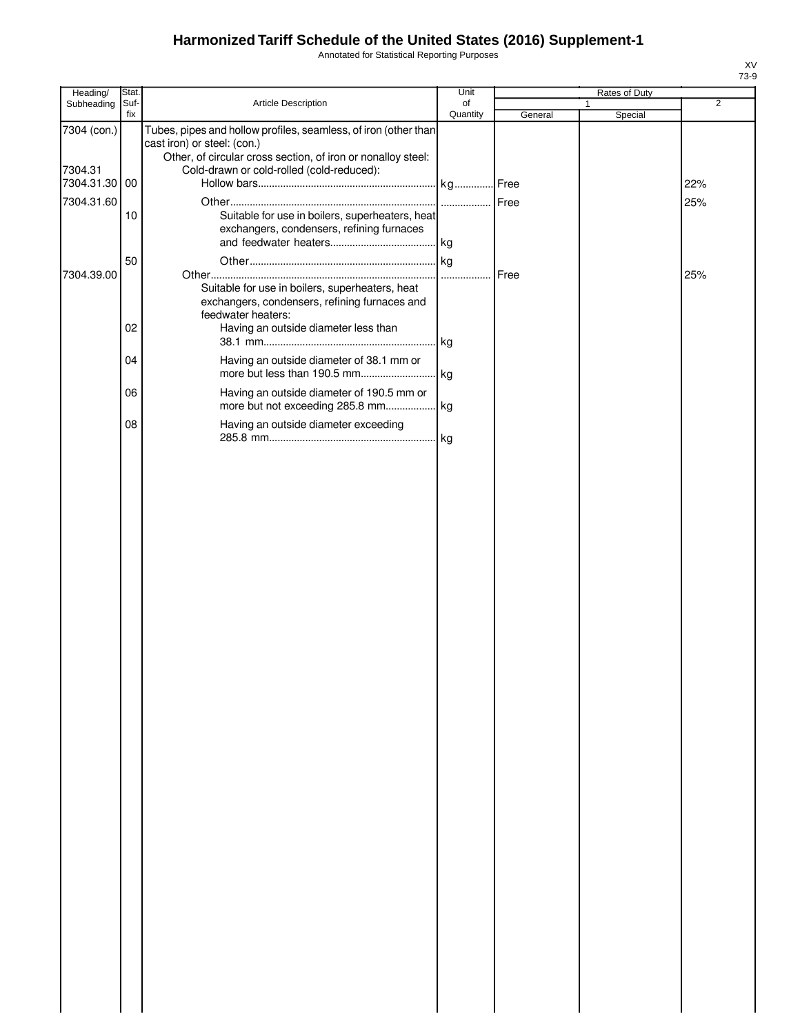# Harmonized Tariff Schedule of the United States (2016) Supplement-1

Annotated for Statistical Reporting Purposes

| Heading/ Subheading | Stat. Suf-fix | Article Description | Unit of Quantity | Rates of Duty 1 General | Rates of Duty 1 Special | Rates of Duty 2 |
|---|---|---|---|---|---|---|
| 7304 (con.) | | Tubes, pipes and hollow profiles, seamless, of iron (other than cast iron) or steel: (con.) | | | | |
| | | Other, of circular cross section, of iron or nonalloy steel: | | | | |
| 7304.31 | | Cold-drawn or cold-rolled (cold-reduced): | | | | |
| 7304.31.30 | 00 | Hollow bars | kg | Free | | 22% |
| 7304.31.60 | | Other | | Free | | 25% |
| | 10 | Suitable for use in boilers, superheaters, heat exchangers, condensers, refining furnaces and feedwater heaters | kg | | | |
| | 50 | Other | kg | | | |
| 7304.39.00 | | Other | | Free | | 25% |
| | | Suitable for use in boilers, superheaters, heat exchangers, condensers, refining furnaces and feedwater heaters: | | | | |
| | 02 | Having an outside diameter less than 38.1 mm | kg | | | |
| | 04 | Having an outside diameter of 38.1 mm or more but less than 190.5 mm | kg | | | |
| | 06 | Having an outside diameter of 190.5 mm or more but not exceeding 285.8 mm | kg | | | |
| | 08 | Having an outside diameter exceeding 285.8 mm | kg | | | |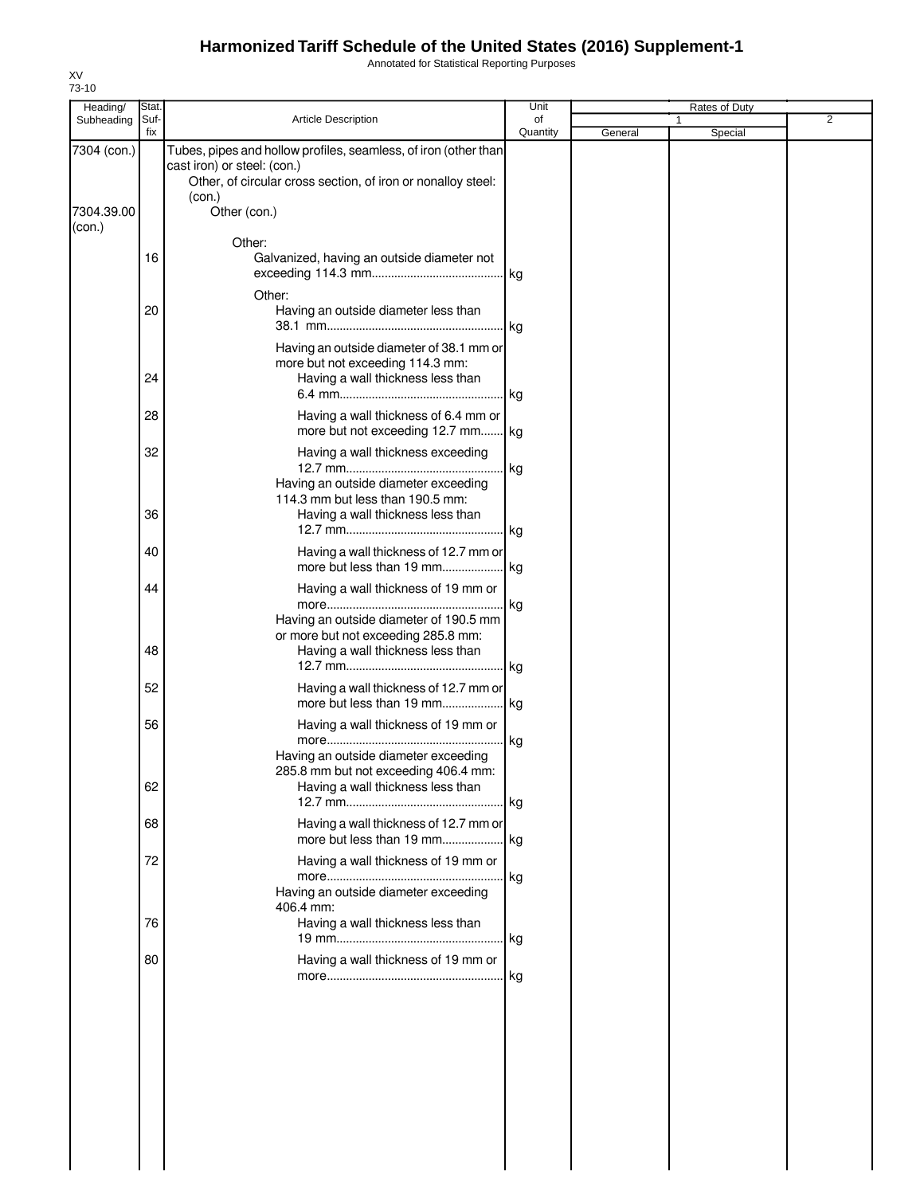# Harmonized Tariff Schedule of the United States (2016) Supplement-1

Annotated for Statistical Reporting Purposes

XV
73-10

| Heading/ Subheading | Stat. Suf- fix | Article Description | Unit of Quantity | Rates of Duty 1 General | Rates of Duty 1 Special | Rates of Duty 2 |
|---|---|---|---|---|---|---|
| 7304 (con.) | | Tubes, pipes and hollow profiles, seamless, of iron (other than cast iron) or steel: (con.) | | | | |
| | | Other, of circular cross section, of iron or nonalloy steel: (con.) | | | | |
| 7304.39.00 (con.) | | Other (con.) | | | | |
| | | Other: | | | | |
| | 16 | Galvanized, having an outside diameter not exceeding 114.3 mm | kg | | | |
| | | Other: | | | | |
| | 20 | Having an outside diameter less than 38.1 mm | kg | | | |
| | | Having an outside diameter of 38.1 mm or more but not exceeding 114.3 mm: | | | | |
| | 24 | Having a wall thickness less than 6.4 mm | kg | | | |
| | 28 | Having a wall thickness of 6.4 mm or more but not exceeding 12.7 mm | kg | | | |
| | 32 | Having a wall thickness exceeding 12.7 mm | kg | | | |
| | | Having an outside diameter exceeding 114.3 mm but less than 190.5 mm: | | | | |
| | 36 | Having a wall thickness less than 12.7 mm | kg | | | |
| | 40 | Having a wall thickness of 12.7 mm or more but less than 19 mm | kg | | | |
| | 44 | Having a wall thickness of 19 mm or more | kg | | | |
| | | Having an outside diameter of 190.5 mm or more but not exceeding 285.8 mm: | | | | |
| | 48 | Having a wall thickness less than 12.7 mm | kg | | | |
| | 52 | Having a wall thickness of 12.7 mm or more but less than 19 mm | kg | | | |
| | 56 | Having a wall thickness of 19 mm or more | kg | | | |
| | | Having an outside diameter exceeding 285.8 mm but not exceeding 406.4 mm: | | | | |
| | 62 | Having a wall thickness less than 12.7 mm | kg | | | |
| | 68 | Having a wall thickness of 12.7 mm or more but less than 19 mm | kg | | | |
| | 72 | Having a wall thickness of 19 mm or more | kg | | | |
| | | Having an outside diameter exceeding 406.4 mm: | | | | |
| | 76 | Having a wall thickness less than 19 mm | kg | | | |
| | 80 | Having a wall thickness of 19 mm or more | kg | | | |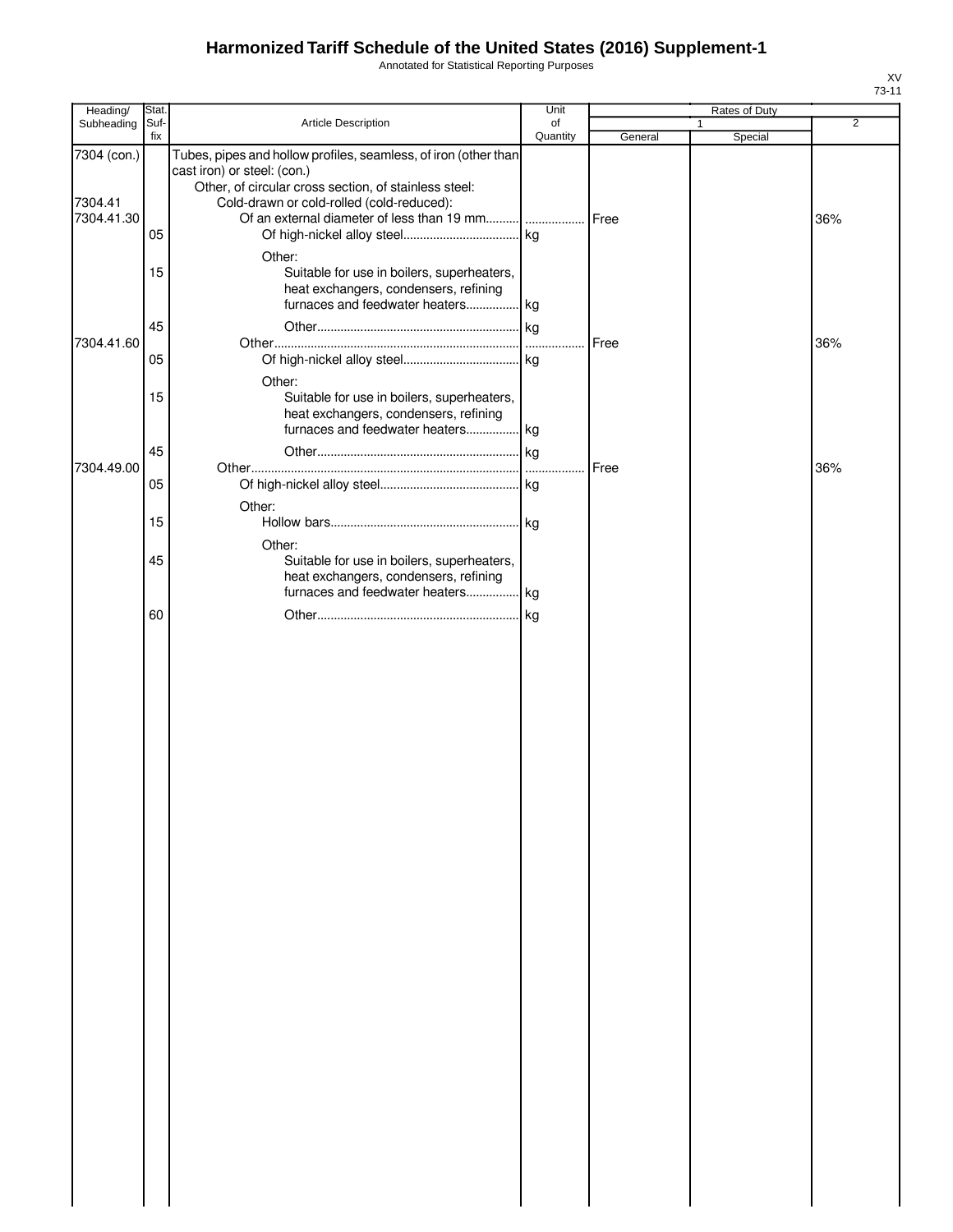# Harmonized Tariff Schedule of the United States (2016) Supplement-1

Annotated for Statistical Reporting Purposes

XV
73-11

| Heading/ Subheading | Stat. Suf- fix | Article Description | Unit of Quantity | Rates of Duty 1 General | Special | 2 |
|---|---|---|---|---|---|---|
| 7304 (con.) | | Tubes, pipes and hollow profiles, seamless, of iron (other than cast iron) or steel: (con.) | | | | |
| | | Other, of circular cross section, of stainless steel: | | | | |
| 7304.41 | | Cold-drawn or cold-rolled (cold-reduced): | | | | |
| 7304.41.30 | | Of an external diameter of less than 19 mm | | Free | | 36% |
| | 05 | Of high-nickel alloy steel | kg | | | |
| | | Other: | | | | |
| | 15 | Suitable for use in boilers, superheaters, heat exchangers, condensers, refining furnaces and feedwater heaters | kg | | | |
| | 45 | Other | kg | | | |
| 7304.41.60 | | Other | | Free | | 36% |
| | 05 | Of high-nickel alloy steel | kg | | | |
| | | Other: | | | | |
| | 15 | Suitable for use in boilers, superheaters, heat exchangers, condensers, refining furnaces and feedwater heaters | kg | | | |
| | 45 | Other | kg | | | |
| 7304.49.00 | | Other | | Free | | 36% |
| | 05 | Of high-nickel alloy steel | kg | | | |
| | | Other: | | | | |
| | 15 | Hollow bars | kg | | | |
| | | Other: | | | | |
| | 45 | Suitable for use in boilers, superheaters, heat exchangers, condensers, refining furnaces and feedwater heaters | kg | | | |
| | 60 | Other | kg | | | |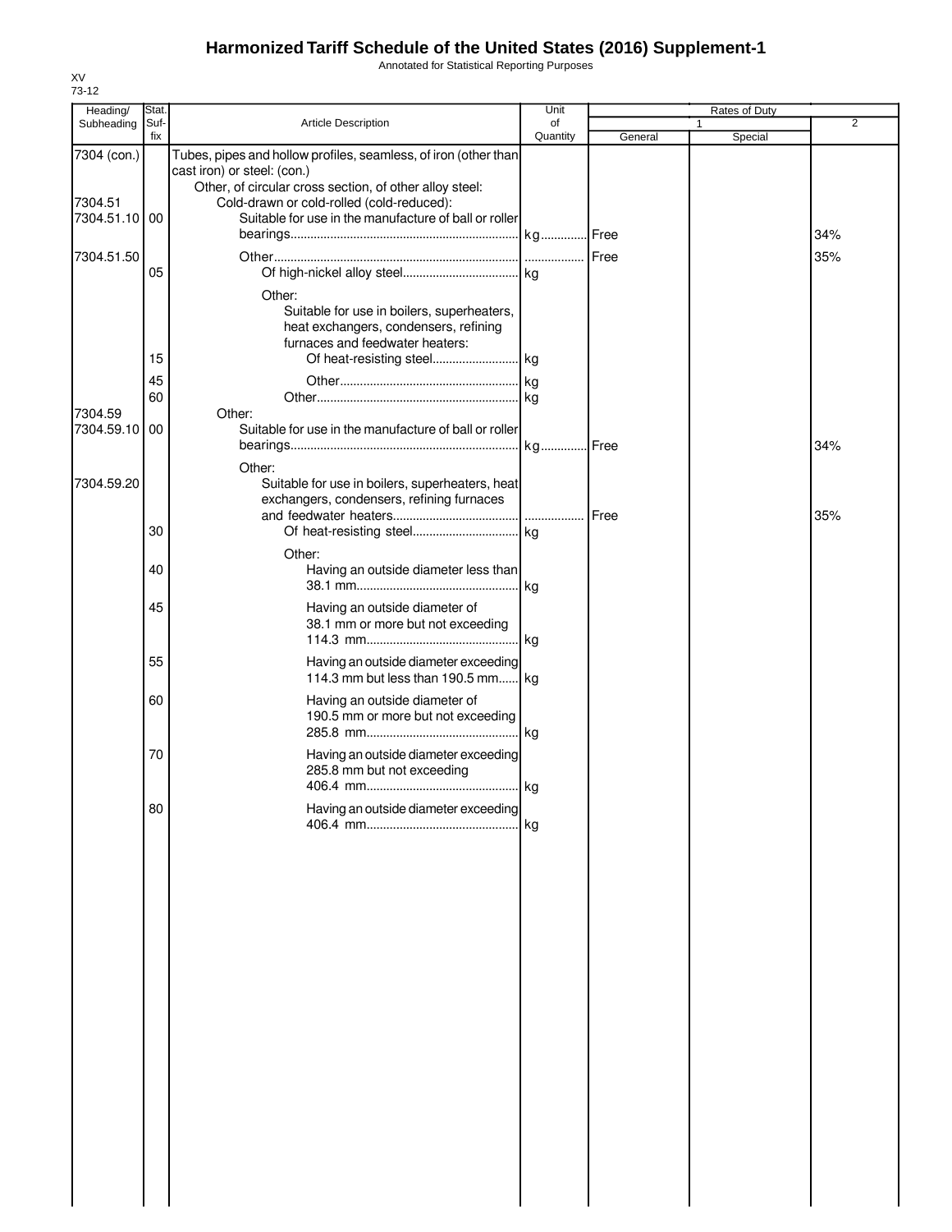# Harmonized Tariff Schedule of the United States (2016) Supplement-1

Annotated for Statistical Reporting Purposes

XV
73-12

| Heading/ Subheading | Stat. Suf- fix | Article Description | Unit of Quantity | Rates of Duty 1 General | Rates of Duty 1 Special | Rates of Duty 2 |
|---|---|---|---|---|---|---|
| 7304 (con.) | | Tubes, pipes and hollow profiles, seamless, of iron (other than cast iron) or steel: (con.) | | | | |
| | | Other, of circular cross section, of other alloy steel: | | | | |
| 7304.51 | | Cold-drawn or cold-rolled (cold-reduced): | | | | |
| 7304.51.10 | 00 | Suitable for use in the manufacture of ball or roller bearings | kg | Free | | 34% |
| 7304.51.50 | | Other | | Free | | 35% |
| | 05 | Of high-nickel alloy steel | kg | | | |
| | | Other: | | | | |
| | | Suitable for use in boilers, superheaters, heat exchangers, condensers, refining furnaces and feedwater heaters: | | | | |
| | 15 | Of heat-resisting steel | kg | | | |
| | 45 | Other | kg | | | |
| | 60 | Other | kg | | | |
| 7304.59 | | Other: | | | | |
| 7304.59.10 | 00 | Suitable for use in the manufacture of ball or roller bearings | kg | Free | | 34% |
| | | Other: | | | | |
| 7304.59.20 | | Suitable for use in boilers, superheaters, heat exchangers, condensers, refining furnaces and feedwater heaters | | Free | | 35% |
| | 30 | Of heat-resisting steel | kg | | | |
| | | Other: | | | | |
| | 40 | Having an outside diameter less than 38.1 mm | kg | | | |
| | 45 | Having an outside diameter of 38.1 mm or more but not exceeding 114.3 mm | kg | | | |
| | 55 | Having an outside diameter exceeding 114.3 mm but less than 190.5 mm | kg | | | |
| | 60 | Having an outside diameter of 190.5 mm or more but not exceeding 285.8 mm | kg | | | |
| | 70 | Having an outside diameter exceeding 285.8 mm but not exceeding 406.4 mm | kg | | | |
| | 80 | Having an outside diameter exceeding 406.4 mm | kg | | | |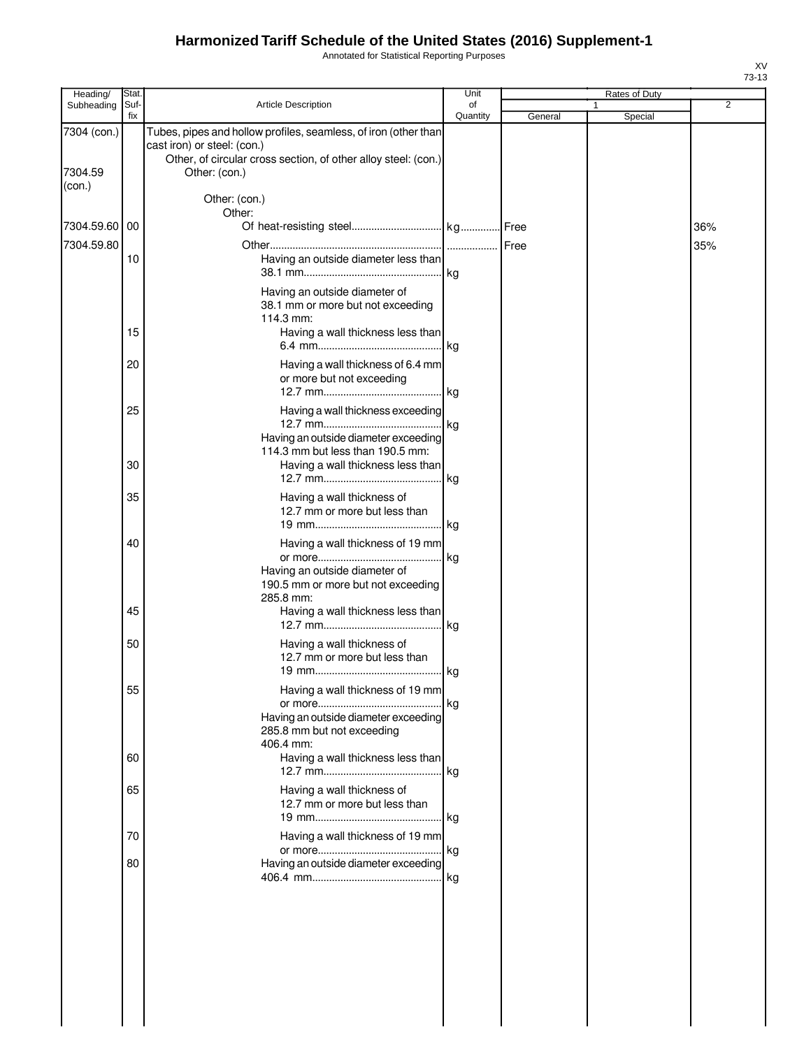# Harmonized Tariff Schedule of the United States (2016) Supplement-1

Annotated for Statistical Reporting Purposes

XV
73-13

| Heading/ Subheading | Stat. Suf- fix | Article Description | Unit of Quantity | Rates of Duty 1 General | Special | 2 |
|---|---|---|---|---|---|---|
| 7304 (con.) | | Tubes, pipes and hollow profiles, seamless, of iron (other than cast iron) or steel: (con.) | | | | |
| | | Other, of circular cross section, of other alloy steel: (con.) | | | | |
| 7304.59 (con.) | | Other: (con.) | | | | |
| | | Other: (con.) | | | | |
| | | Other: | | | | |
| 7304.59.60 | 00 | Of heat-resisting steel | kg | Free | | 36% |
| 7304.59.80 | | Other | | Free | | 35% |
| | 10 | Having an outside diameter less than 38.1 mm | kg | | | |
| | | Having an outside diameter of 38.1 mm or more but not exceeding 114.3 mm: | | | | |
| | 15 | Having a wall thickness less than 6.4 mm | kg | | | |
| | 20 | Having a wall thickness of 6.4 mm or more but not exceeding 12.7 mm | kg | | | |
| | 25 | Having a wall thickness exceeding 12.7 mm | kg | | | |
| | | Having an outside diameter exceeding 114.3 mm but less than 190.5 mm: | | | | |
| | 30 | Having a wall thickness less than 12.7 mm | kg | | | |
| | 35 | Having a wall thickness of 12.7 mm or more but less than 19 mm | kg | | | |
| | 40 | Having a wall thickness of 19 mm or more | kg | | | |
| | | Having an outside diameter of 190.5 mm or more but not exceeding 285.8 mm: | | | | |
| | 45 | Having a wall thickness less than 12.7 mm | kg | | | |
| | 50 | Having a wall thickness of 12.7 mm or more but less than 19 mm | kg | | | |
| | 55 | Having a wall thickness of 19 mm or more | kg | | | |
| | | Having an outside diameter exceeding 285.8 mm but not exceeding 406.4 mm: | | | | |
| | 60 | Having a wall thickness less than 12.7 mm | kg | | | |
| | 65 | Having a wall thickness of 12.7 mm or more but less than 19 mm | kg | | | |
| | 70 | Having a wall thickness of 19 mm or more | kg | | | |
| | 80 | Having an outside diameter exceeding 406.4 mm | kg | | | |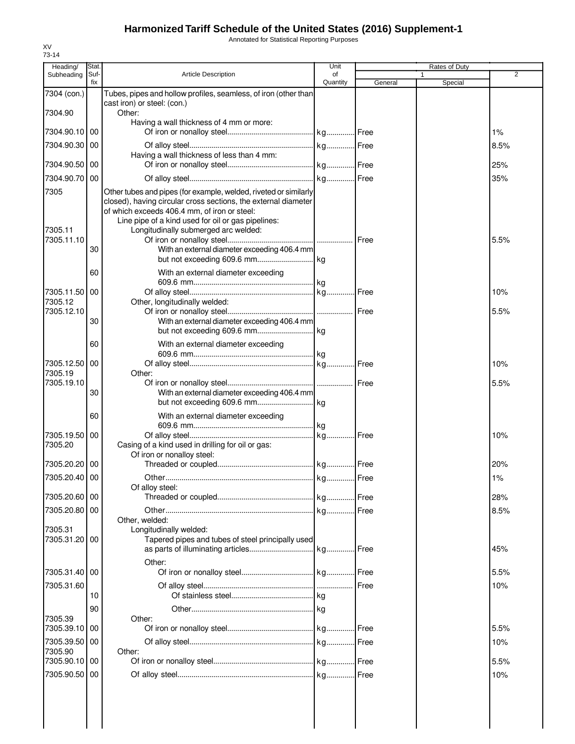# Harmonized Tariff Schedule of the United States (2016) Supplement-1

Annotated for Statistical Reporting Purposes

XV
73-14

| Heading/ Subheading | Stat. Suf- fix | Article Description | Unit of Quantity | Rates of Duty 1 General | Special | 2 |
|---|---|---|---|---|---|---|
| 7304 (con.) | | Tubes, pipes and hollow profiles, seamless, of iron (other than cast iron) or steel: (con.) | | | | |
| 7304.90 | | Other: | | | | |
| | | Having a wall thickness of 4 mm or more: | | | | |
| 7304.90.10 | 00 | Of iron or nonalloy steel | kg | Free | | 1% |
| 7304.90.30 | 00 | Of alloy steel | kg | Free | | 8.5% |
| | | Having a wall thickness of less than 4 mm: | | | | |
| 7304.90.50 | 00 | Of iron or nonalloy steel | kg | Free | | 25% |
| 7304.90.70 | 00 | Of alloy steel | kg | Free | | 35% |
| 7305 | | Other tubes and pipes (for example, welded, riveted or similarly closed), having circular cross sections, the external diameter of which exceeds 406.4 mm, of iron or steel: | | | | |
| | | Line pipe of a kind used for oil or gas pipelines: | | | | |
| 7305.11 | | Longitudinally submerged arc welded: | | | | |
| 7305.11.10 | | Of iron or nonalloy steel | | Free | | 5.5% |
| | 30 | With an external diameter exceeding 406.4 mm but not exceeding 609.6 mm | kg | | | |
| | 60 | With an external diameter exceeding 609.6 mm | kg | | | |
| 7305.11.50 | 00 | Of alloy steel | kg | Free | | 10% |
| 7305.12 | | Other, longitudinally welded: | | | | |
| 7305.12.10 | | Of iron or nonalloy steel | | Free | | 5.5% |
| | 30 | With an external diameter exceeding 406.4 mm but not exceeding 609.6 mm | kg | | | |
| | 60 | With an external diameter exceeding 609.6 mm | kg | | | |
| 7305.12.50 | 00 | Of alloy steel | kg | Free | | 10% |
| 7305.19 | | Other: | | | | |
| 7305.19.10 | | Of iron or nonalloy steel | | Free | | 5.5% |
| | 30 | With an external diameter exceeding 406.4 mm but not exceeding 609.6 mm | kg | | | |
| | 60 | With an external diameter exceeding 609.6 mm | kg | | | |
| 7305.19.50 | 00 | Of alloy steel | kg | Free | | 10% |
| 7305.20 | | Casing of a kind used in drilling for oil or gas: | | | | |
| | | Of iron or nonalloy steel: | | | | |
| 7305.20.20 | 00 | Threaded or coupled | kg | Free | | 20% |
| 7305.20.40 | 00 | Other | kg | Free | | 1% |
| | | Of alloy steel: | | | | |
| 7305.20.60 | 00 | Threaded or coupled | kg | Free | | 28% |
| 7305.20.80 | 00 | Other | kg | Free | | 8.5% |
| | | Other, welded: | | | | |
| 7305.31 | | Longitudinally welded: | | | | |
| 7305.31.20 | 00 | Tapered pipes and tubes of steel principally used as parts of illuminating articles | kg | Free | | 45% |
| | | Other: | | | | |
| 7305.31.40 | 00 | Of iron or nonalloy steel | kg | Free | | 5.5% |
| 7305.31.60 | | Of alloy steel | | Free | | 10% |
| | 10 | Of stainless steel | kg | | | |
| | 90 | Other | kg | | | |
| 7305.39 | | Other: | | | | |
| 7305.39.10 | 00 | Of iron or nonalloy steel | kg | Free | | 5.5% |
| 7305.39.50 | 00 | Of alloy steel | kg | Free | | 10% |
| 7305.90 | | Other: | | | | |
| 7305.90.10 | 00 | Of iron or nonalloy steel | kg | Free | | 5.5% |
| 7305.90.50 | 00 | Of alloy steel | kg | Free | | 10% |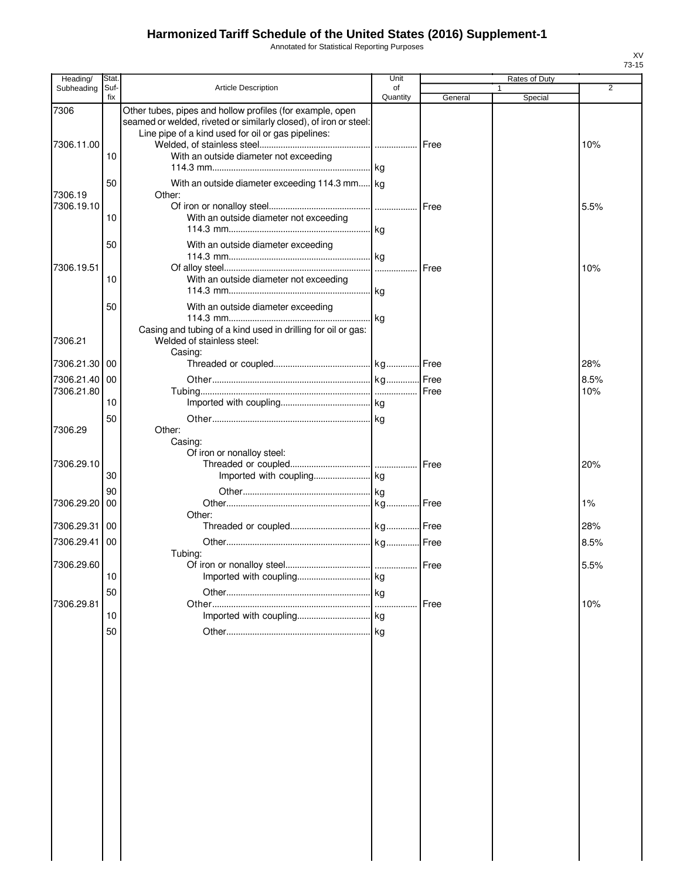# Harmonized Tariff Schedule of the United States (2016) Supplement-1

Annotated for Statistical Reporting Purposes

XV
73-15

| Heading/ Subheading | Stat. Suf-fix | Article Description | Unit of Quantity | Rates of Duty 1 General | Special | 2 |
|---|---|---|---|---|---|---|
| 7306 | | Other tubes, pipes and hollow profiles (for example, open seamed or welded, riveted or similarly closed), of iron or steel: | | | | |
| | | Line pipe of a kind used for oil or gas pipelines: | | | | |
| 7306.11.00 | | Welded, of stainless steel | | Free | | 10% |
| | 10 | With an outside diameter not exceeding 114.3 mm | kg | | | |
| | 50 | With an outside diameter exceeding 114.3 mm | kg | | | |
| 7306.19 | | Other: | | | | |
| 7306.19.10 | | Of iron or nonalloy steel | | Free | | 5.5% |
| | 10 | With an outside diameter not exceeding 114.3 mm | kg | | | |
| | 50 | With an outside diameter exceeding 114.3 mm | kg | | | |
| 7306.19.51 | | Of alloy steel | | Free | | 10% |
| | 10 | With an outside diameter not exceeding 114.3 mm | kg | | | |
| | 50 | With an outside diameter exceeding 114.3 mm | kg | | | |
| | | Casing and tubing of a kind used in drilling for oil or gas: | | | | |
| 7306.21 | | Welded of stainless steel: | | | | |
| | | Casing: | | | | |
| 7306.21.30 | 00 | Threaded or coupled | kg | Free | | 28% |
| 7306.21.40 | 00 | Other | kg | Free | | 8.5% |
| 7306.21.80 | | Tubing | | Free | | 10% |
| | 10 | Imported with coupling | kg | | | |
| | 50 | Other | kg | | | |
| 7306.29 | | Other: | | | | |
| | | Casing: | | | | |
| | | Of iron or nonalloy steel: | | | | |
| 7306.29.10 | | Threaded or coupled | | Free | | 20% |
| | 30 | Imported with coupling | kg | | | |
| | 90 | Other | kg | | | |
| 7306.29.20 | 00 | Other | kg | Free | | 1% |
| | | Other: | | | | |
| 7306.29.31 | 00 | Threaded or coupled | kg | Free | | 28% |
| 7306.29.41 | 00 | Other | kg | Free | | 8.5% |
| | | Tubing: | | | | |
| 7306.29.60 | | Of iron or nonalloy steel | | Free | | 5.5% |
| | 10 | Imported with coupling | kg | | | |
| | 50 | Other | kg | | | |
| 7306.29.81 | | Other | | Free | | 10% |
| | 10 | Imported with coupling | kg | | | |
| | 50 | Other | kg | | | |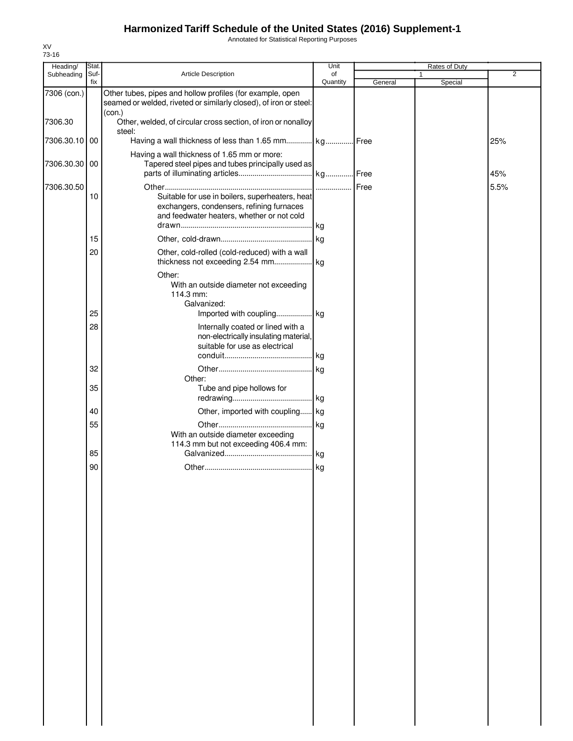# Harmonized Tariff Schedule of the United States (2016) Supplement-1

Annotated for Statistical Reporting Purposes

XV
73-16

| Heading/ Subheading | Stat. Suf- fix | Article Description | Unit of Quantity | Rates of Duty 1 General | Special | 2 |
|---|---|---|---|---|---|---|
| 7306 (con.) | | Other tubes, pipes and hollow profiles (for example, open seamed or welded, riveted or similarly closed), of iron or steel: (con.) | | | | |
| 7306.30 | | Other, welded, of circular cross section, of iron or nonalloy steel: | | | | |
| 7306.30.10 | 00 | Having a wall thickness of less than 1.65 mm | kg | Free | | 25% |
| | | Having a wall thickness of 1.65 mm or more: | | | | |
| 7306.30.30 | 00 | Tapered steel pipes and tubes principally used as parts of illuminating articles | kg | Free | | 45% |
| 7306.30.50 | | Other | | Free | | 5.5% |
| | 10 | Suitable for use in boilers, superheaters, heat exchangers, condensers, refining furnaces and feedwater heaters, whether or not cold drawn | kg | | | |
| | 15 | Other, cold-drawn | kg | | | |
| | 20 | Other, cold-rolled (cold-reduced) with a wall thickness not exceeding 2.54 mm | kg | | | |
| | | Other: | | | | |
| | | With an outside diameter not exceeding 114.3 mm: | | | | |
| | | Galvanized: | | | | |
| | 25 | Imported with coupling | kg | | | |
| | 28 | Internally coated or lined with a non-electrically insulating material, suitable for use as electrical conduit | kg | | | |
| | 32 | Other | kg | | | |
| | | Other: | | | | |
| | 35 | Tube and pipe hollows for redrawing | kg | | | |
| | 40 | Other, imported with coupling | kg | | | |
| | 55 | Other | kg | | | |
| | | With an outside diameter exceeding 114.3 mm but not exceeding 406.4 mm: | | | | |
| | 85 | Galvanized | kg | | | |
| | 90 | Other | kg | | | |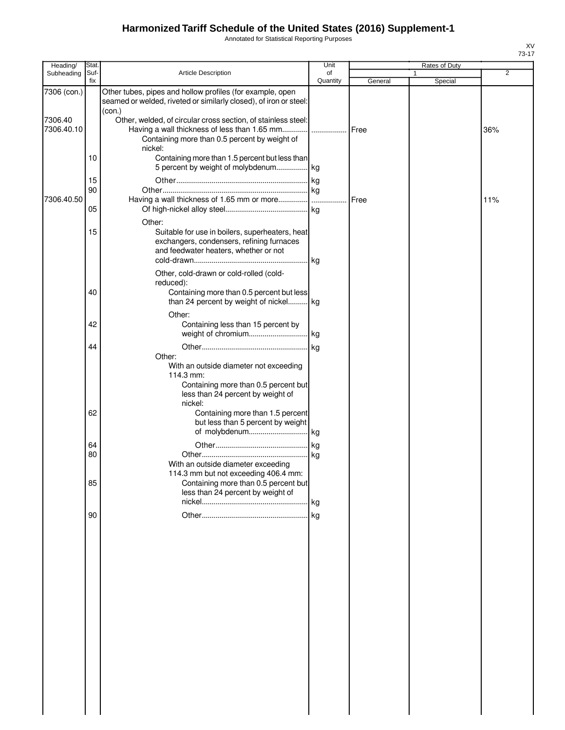# Harmonized Tariff Schedule of the United States (2016) Supplement-1

Annotated for Statistical Reporting Purposes

XV
73-17

| Heading/ Subheading | Stat. Suf-fix | Article Description | Unit of Quantity | Rates of Duty 1 General | Special | 2 |
|---|---|---|---|---|---|---|
| 7306 (con.) | | Other tubes, pipes and hollow profiles (for example, open seamed or welded, riveted or similarly closed), of iron or steel: (con.) | | | | |
| 7306.40 | | Other, welded, of circular cross section, of stainless steel: | | | | |
| 7306.40.10 | | Having a wall thickness of less than 1.65 mm | | Free | | 36% |
| | | Containing more than 0.5 percent by weight of nickel: | | | | |
| | 10 | Containing more than 1.5 percent but less than 5 percent by weight of molybdenum | kg | | | |
| | 15 | Other | kg | | | |
| | 90 | Other | kg | | | |
| 7306.40.50 | | Having a wall thickness of 1.65 mm or more | | Free | | 11% |
| | 05 | Of high-nickel alloy steel | kg | | | |
| | | Other: | | | | |
| | 15 | Suitable for use in boilers, superheaters, heat exchangers, condensers, refining furnaces and feedwater heaters, whether or not cold-drawn | kg | | | |
| | | Other, cold-drawn or cold-rolled (cold-reduced): | | | | |
| | 40 | Containing more than 0.5 percent but less than 24 percent by weight of nickel | kg | | | |
| | | Other: | | | | |
| | 42 | Containing less than 15 percent by weight of chromium | kg | | | |
| | 44 | Other | kg | | | |
| | | Other: | | | | |
| | | With an outside diameter not exceeding 114.3 mm: | | | | |
| | | Containing more than 0.5 percent but less than 24 percent by weight of nickel: | | | | |
| | 62 | Containing more than 1.5 percent but less than 5 percent by weight of molybdenum | kg | | | |
| | 64 | Other | kg | | | |
| | 80 | Other | kg | | | |
| | | With an outside diameter exceeding 114.3 mm but not exceeding 406.4 mm: | | | | |
| | 85 | Containing more than 0.5 percent but less than 24 percent by weight of nickel | kg | | | |
| | 90 | Other | kg | | | |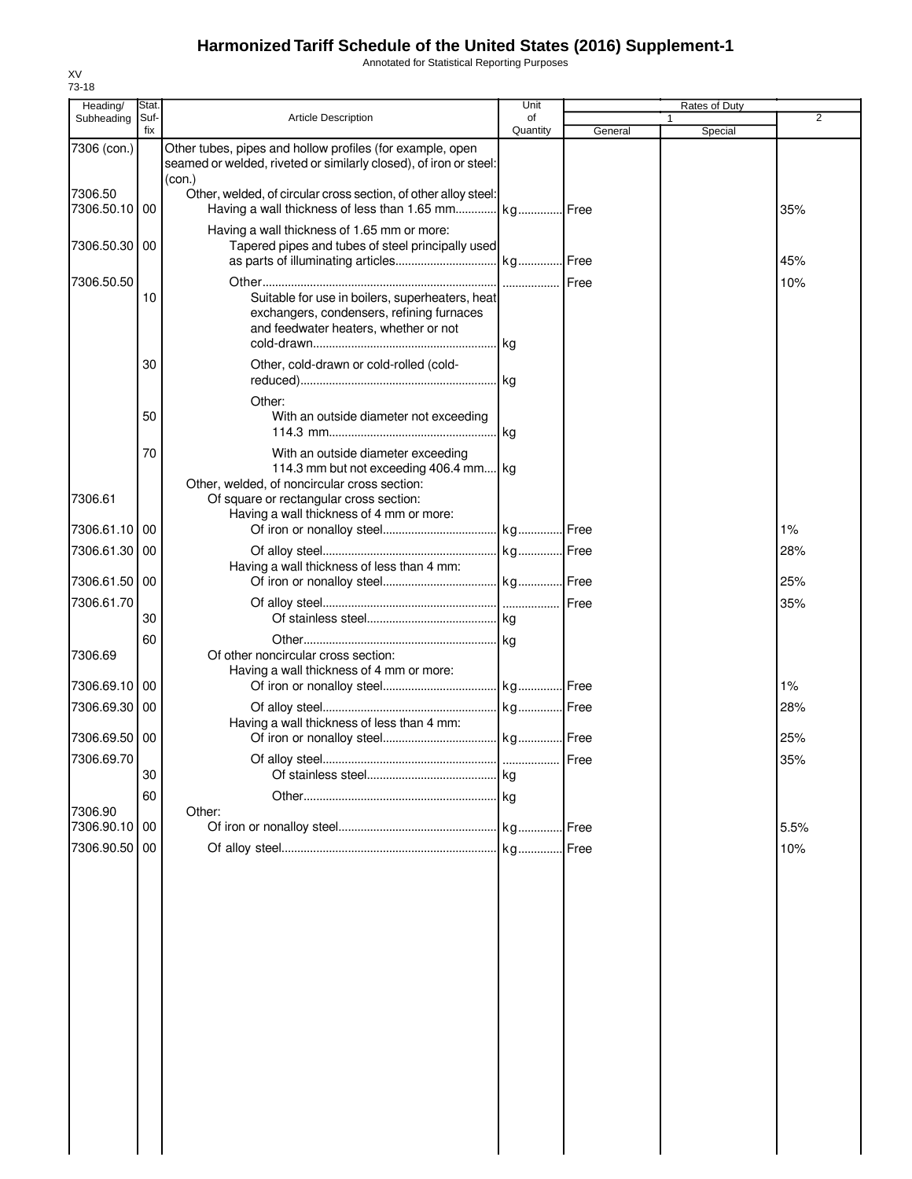# Harmonized Tariff Schedule of the United States (2016) Supplement-1

Annotated for Statistical Reporting Purposes

XV
73-18

| Heading/ Subheading | Stat. Suf- fix | Article Description | Unit of Quantity | Rates of Duty 1 General | Special | 2 |
|---|---|---|---|---|---|---|
| 7306 (con.) | | Other tubes, pipes and hollow profiles (for example, open seamed or welded, riveted or similarly closed), of iron or steel: (con.) | | | | |
| 7306.50 | | Other, welded, of circular cross section, of other alloy steel: | | | | |
| 7306.50.10 | 00 | Having a wall thickness of less than 1.65 mm | kg | Free | | 35% |
| | | Having a wall thickness of 1.65 mm or more: | | | | |
| 7306.50.30 | 00 | Tapered pipes and tubes of steel principally used as parts of illuminating articles | kg | Free | | 45% |
| 7306.50.50 | | Other | | Free | | 10% |
| | 10 | Suitable for use in boilers, superheaters, heat exchangers, condensers, refining furnaces and feedwater heaters, whether or not cold-drawn | kg | | | |
| | 30 | Other, cold-drawn or cold-rolled (cold-reduced) | kg | | | |
| | | Other: | | | | |
| | 50 | With an outside diameter not exceeding 114.3 mm | kg | | | |
| | 70 | With an outside diameter exceeding 114.3 mm but not exceeding 406.4 mm | kg | | | |
| | | Other, welded, of noncircular cross section: | | | | |
| 7306.61 | | Of square or rectangular cross section: | | | | |
| | | Having a wall thickness of 4 mm or more: | | | | |
| 7306.61.10 | 00 | Of iron or nonalloy steel | kg | Free | | 1% |
| 7306.61.30 | 00 | Of alloy steel | kg | Free | | 28% |
| | | Having a wall thickness of less than 4 mm: | | | | |
| 7306.61.50 | 00 | Of iron or nonalloy steel | kg | Free | | 25% |
| 7306.61.70 | | Of alloy steel | | Free | | 35% |
| | 30 | Of stainless steel | kg | | | |
| | 60 | Other | kg | | | |
| 7306.69 | | Of other noncircular cross section: | | | | |
| | | Having a wall thickness of 4 mm or more: | | | | |
| 7306.69.10 | 00 | Of iron or nonalloy steel | kg | Free | | 1% |
| 7306.69.30 | 00 | Of alloy steel | kg | Free | | 28% |
| | | Having a wall thickness of less than 4 mm: | | | | |
| 7306.69.50 | 00 | Of iron or nonalloy steel | kg | Free | | 25% |
| 7306.69.70 | | Of alloy steel | | Free | | 35% |
| | 30 | Of stainless steel | kg | | | |
| | 60 | Other | kg | | | |
| 7306.90 | | Other: | | | | |
| 7306.90.10 | 00 | Of iron or nonalloy steel | kg | Free | | 5.5% |
| 7306.90.50 | 00 | Of alloy steel | kg | Free | | 10% |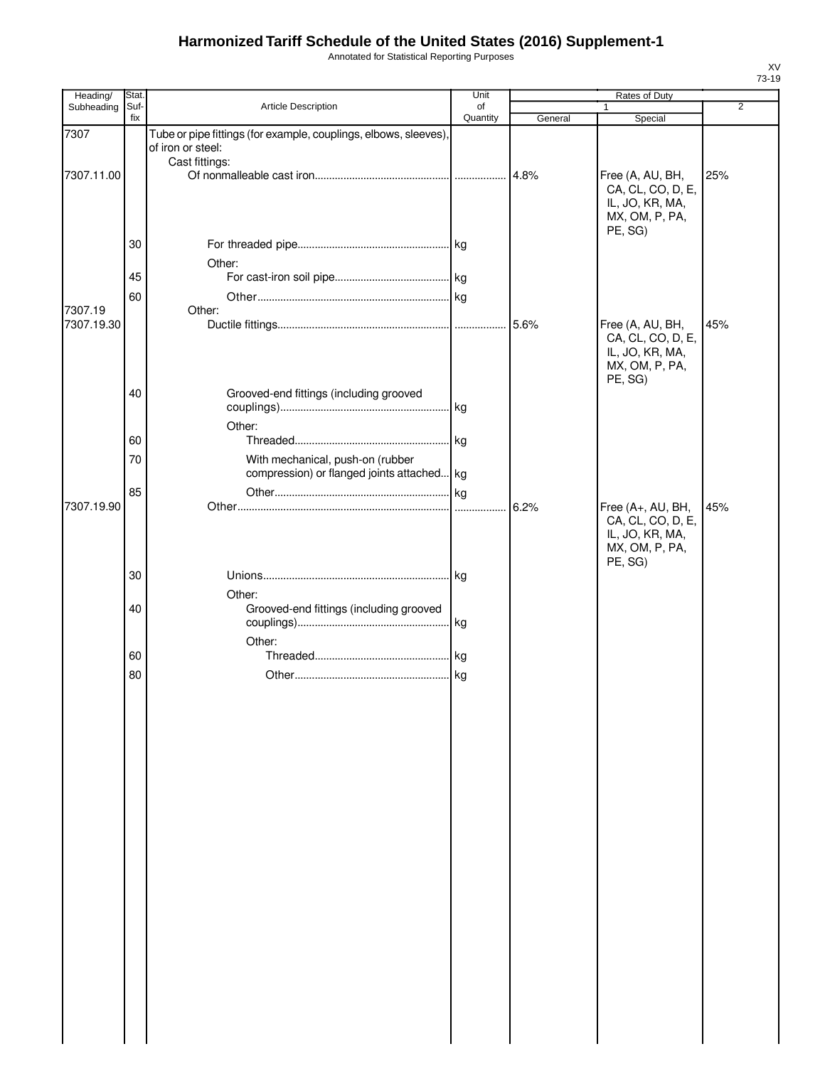# Harmonized Tariff Schedule of the United States (2016) Supplement-1

Annotated for Statistical Reporting Purposes

XV
73-19

| Heading/ Subheading | Stat. Suf-fix | Article Description | Unit of Quantity | Rates of Duty 1 General | Special | 2 |
|---|---|---|---|---|---|---|
| 7307 | | Tube or pipe fittings (for example, couplings, elbows, sleeves), of iron or steel: | | | | |
| | | Cast fittings: | | | | |
| 7307.11.00 | | Of nonmalleable cast iron | | 4.8% | Free (A, AU, BH, CA, CL, CO, D, E, IL, JO, KR, MA, MX, OM, P, PA, PE, SG) | 25% |
| | 30 | For threaded pipe | kg | | | |
| | | Other: | | | | |
| | 45 | For cast-iron soil pipe | kg | | | |
| | 60 | Other | kg | | | |
| 7307.19 | | Other: | | | | |
| 7307.19.30 | | Ductile fittings | | 5.6% | Free (A, AU, BH, CA, CL, CO, D, E, IL, JO, KR, MA, MX, OM, P, PA, PE, SG) | 45% |
| | 40 | Grooved-end fittings (including grooved couplings) | kg | | | |
| | | Other: | | | | |
| | 60 | Threaded | kg | | | |
| | 70 | With mechanical, push-on (rubber compression) or flanged joints attached | kg | | | |
| | 85 | Other | kg | | | |
| 7307.19.90 | | Other | | 6.2% | Free (A+, AU, BH, CA, CL, CO, D, E, IL, JO, KR, MA, MX, OM, P, PA, PE, SG) | 45% |
| | 30 | Unions | kg | | | |
| | | Other: | | | | |
| | 40 | Grooved-end fittings (including grooved couplings) | kg | | | |
| | | Other: | | | | |
| | 60 | Threaded | kg | | | |
| | 80 | Other | kg | | | |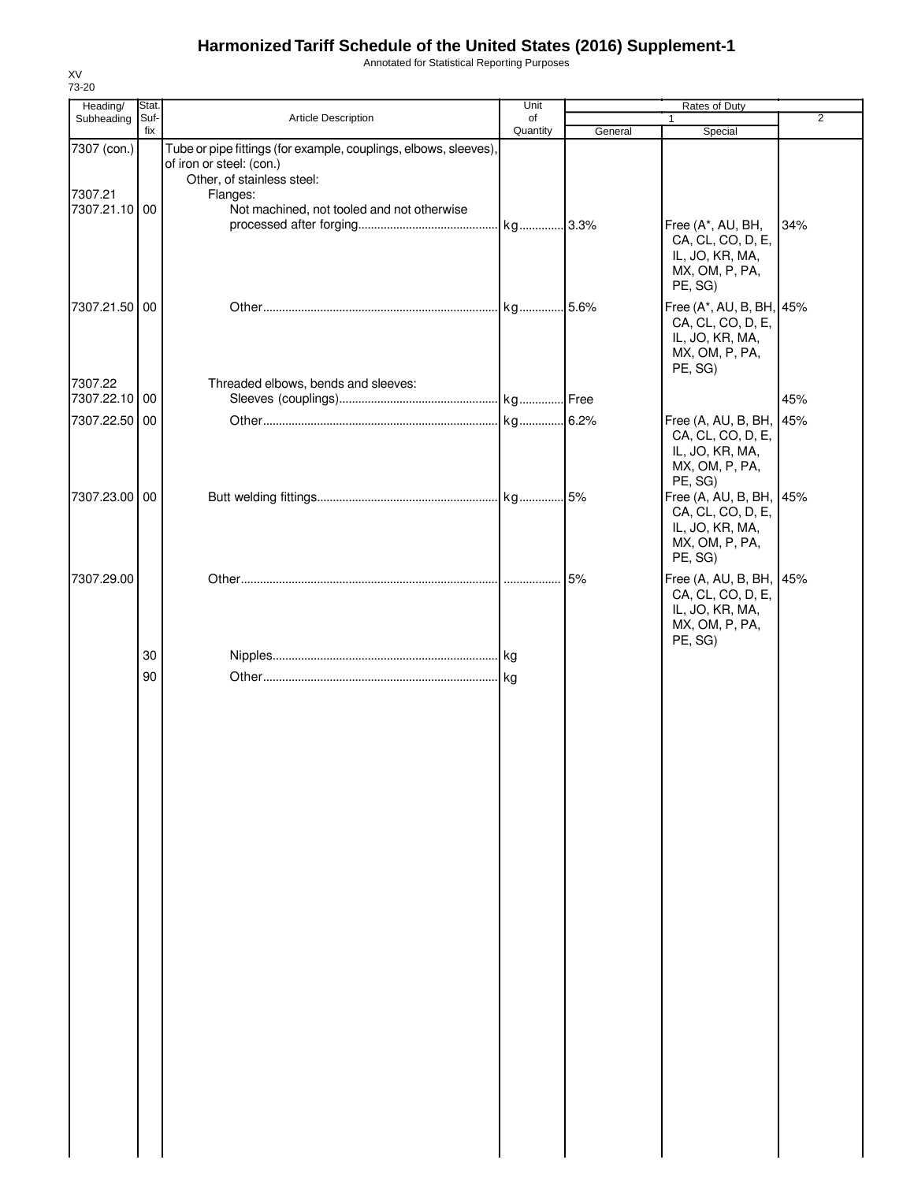# Harmonized Tariff Schedule of the United States (2016) Supplement-1

Annotated for Statistical Reporting Purposes

XV
73-20

| Heading/ Subheading | Stat. Suf- fix | Article Description | Unit of Quantity | Rates of Duty 1 General | Special | 2 |
|---|---|---|---|---|---|---|
| 7307 (con.) | | Tube or pipe fittings (for example, couplings, elbows, sleeves), of iron or steel: (con.) | | | | |
| | | Other, of stainless steel: | | | | |
| 7307.21 | | Flanges: | | | | |
| 7307.21.10 | 00 | Not machined, not tooled and not otherwise processed after forging | kg | 3.3% | Free (A*, AU, BH, CA, CL, CO, D, E, IL, JO, KR, MA, MX, OM, P, PA, PE, SG) | 34% |
| 7307.21.50 | 00 | Other | kg | 5.6% | Free (A*, AU, B, BH, CA, CL, CO, D, E, IL, JO, KR, MA, MX, OM, P, PA, PE, SG) | 45% |
| 7307.22 | | Threaded elbows, bends and sleeves: | | | | |
| 7307.22.10 | 00 | Sleeves (couplings) | kg | Free | | 45% |
| 7307.22.50 | 00 | Other | kg | 6.2% | Free (A, AU, B, BH, CA, CL, CO, D, E, IL, JO, KR, MA, MX, OM, P, PA, PE, SG) | 45% |
| 7307.23.00 | 00 | Butt welding fittings | kg | 5% | Free (A, AU, B, BH, CA, CL, CO, D, E, IL, JO, KR, MA, MX, OM, P, PA, PE, SG) | 45% |
| 7307.29.00 | | Other | | 5% | Free (A, AU, B, BH, CA, CL, CO, D, E, IL, JO, KR, MA, MX, OM, P, PA, PE, SG) | 45% |
| | 30 | Nipples | kg | | | |
| | 90 | Other | kg | | | |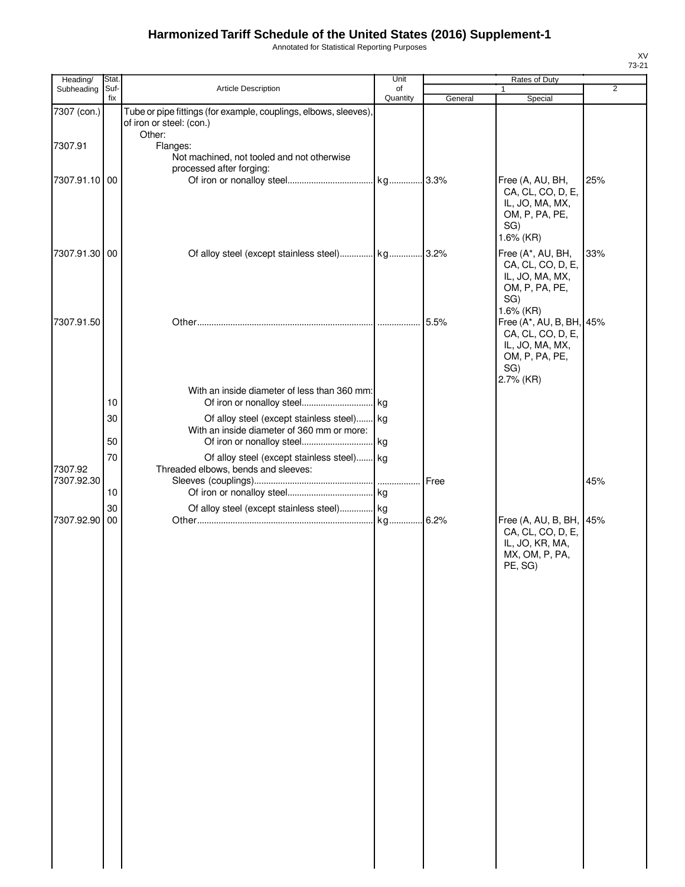# Harmonized Tariff Schedule of the United States (2016) Supplement-1

Annotated for Statistical Reporting Purposes

XV
73-21

| Heading/ Subheading | Stat. Suf- fix | Article Description | Unit of Quantity | Rates of Duty 1 General | Rates of Duty 1 Special | Rates of Duty 2 |
|---|---|---|---|---|---|---|
| 7307 (con.) | | Tube or pipe fittings (for example, couplings, elbows, sleeves), of iron or steel: (con.) | | | | |
| | | Other: | | | | |
| 7307.91 | | Flanges: | | | | |
| | | Not machined, not tooled and not otherwise processed after forging: | | | | |
| 7307.91.10 | 00 | Of iron or nonalloy steel | kg | 3.3% | Free (A, AU, BH, CA, CL, CO, D, E, IL, JO, MA, MX, OM, P, PA, PE, SG) 1.6% (KR) | 25% |
| 7307.91.30 | 00 | Of alloy steel (except stainless steel) | kg | 3.2% | Free (A*, AU, BH, CA, CL, CO, D, E, IL, JO, MA, MX, OM, P, PA, PE, SG) 1.6% (KR) | 33% |
| 7307.91.50 | | Other | | 5.5% | Free (A*, AU, B, BH, CA, CL, CO, D, E, IL, JO, MA, MX, OM, P, PA, PE, SG) 2.7% (KR) | 45% |
| | | With an inside diameter of less than 360 mm: | | | | |
| | 10 | Of iron or nonalloy steel | kg | | | |
| | 30 | Of alloy steel (except stainless steel) | kg | | | |
| | | With an inside diameter of 360 mm or more: | | | | |
| | 50 | Of iron or nonalloy steel | kg | | | |
| | 70 | Of alloy steel (except stainless steel) | kg | | | |
| 7307.92 | | Threaded elbows, bends and sleeves: | | | | |
| 7307.92.30 | | Sleeves (couplings) | | Free | | 45% |
| | 10 | Of iron or nonalloy steel | kg | | | |
| | 30 | Of alloy steel (except stainless steel) | kg | | | |
| 7307.92.90 | 00 | Other | kg | 6.2% | Free (A, AU, B, BH, CA, CL, CO, D, E, IL, JO, KR, MA, MX, OM, P, PA, PE, SG) | 45% |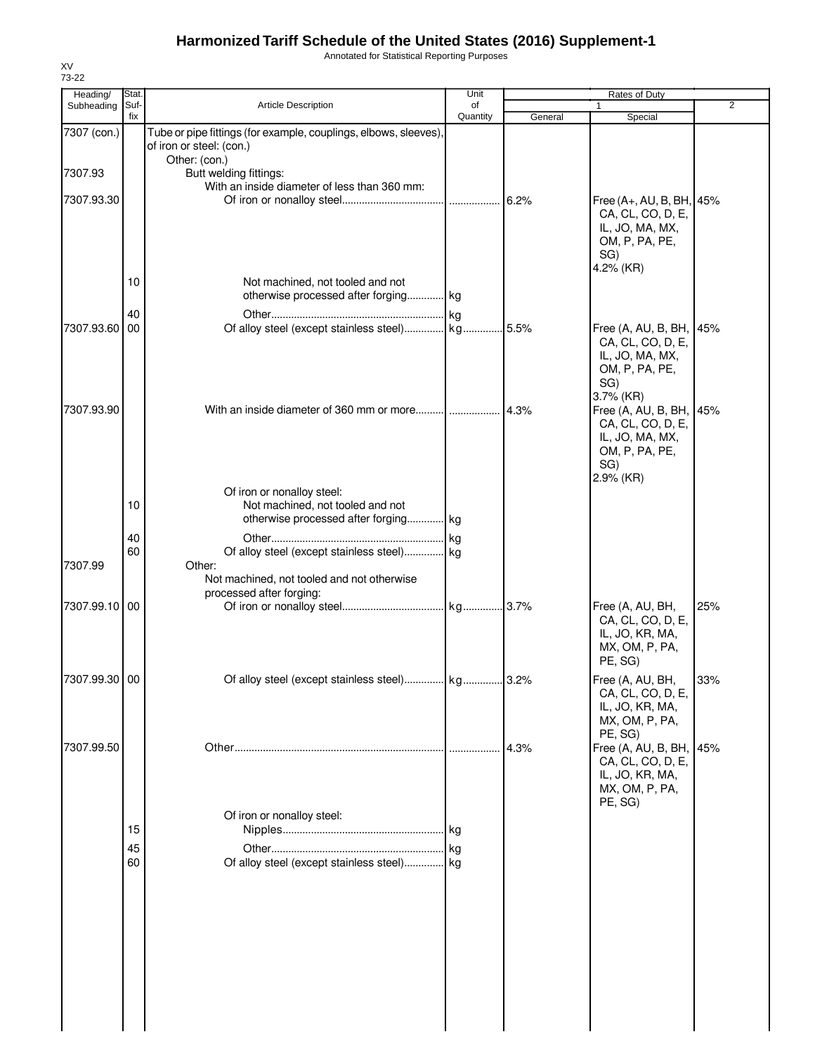# Harmonized Tariff Schedule of the United States (2016) Supplement-1

Annotated for Statistical Reporting Purposes

XV
73-22

| Heading/ Subheading | Stat. Suf- fix | Article Description | Unit of Quantity | Rates of Duty 1 General | Special | 2 |
|---|---|---|---|---|---|---|
| 7307 (con.) | | Tube or pipe fittings (for example, couplings, elbows, sleeves), of iron or steel: (con.) | | | | |
| | | Other: (con.) | | | | |
| 7307.93 | | Butt welding fittings: | | | | |
| | | With an inside diameter of less than 360 mm: | | | | |
| 7307.93.30 | | Of iron or nonalloy steel | | 6.2% | Free (A+, AU, B, BH, CA, CL, CO, D, E, IL, JO, MA, MX, OM, P, PA, PE, SG) 4.2% (KR) | 45% |
| | 10 | Not machined, not tooled and not otherwise processed after forging | kg | | | |
| | 40 | Other | kg | | | |
| 7307.93.60 | 00 | Of alloy steel (except stainless steel) | kg | 5.5% | Free (A, AU, B, BH, CA, CL, CO, D, E, IL, JO, MA, MX, OM, P, PA, PE, SG) 3.7% (KR) | 45% |
| 7307.93.90 | | With an inside diameter of 360 mm or more | | 4.3% | Free (A, AU, B, BH, CA, CL, CO, D, E, IL, JO, MA, MX, OM, P, PA, PE, SG) 2.9% (KR) | 45% |
| | | Of iron or nonalloy steel: | | | | |
| | 10 | Not machined, not tooled and not otherwise processed after forging | kg | | | |
| | 40 | Other | kg | | | |
| | 60 | Of alloy steel (except stainless steel) | kg | | | |
| 7307.99 | | Other: | | | | |
| | | Not machined, not tooled and not otherwise processed after forging: | | | | |
| 7307.99.10 | 00 | Of iron or nonalloy steel | kg | 3.7% | Free (A, AU, BH, CA, CL, CO, D, E, IL, JO, KR, MA, MX, OM, P, PA, PE, SG) | 25% |
| 7307.99.30 | 00 | Of alloy steel (except stainless steel) | kg | 3.2% | Free (A, AU, BH, CA, CL, CO, D, E, IL, JO, KR, MA, MX, OM, P, PA, PE, SG) | 33% |
| 7307.99.50 | | Other | | 4.3% | Free (A, AU, B, BH, CA, CL, CO, D, E, IL, JO, KR, MA, MX, OM, P, PA, PE, SG) | 45% |
| | | Of iron or nonalloy steel: | | | | |
| | 15 | Nipples | kg | | | |
| | 45 | Other | kg | | | |
| | 60 | Of alloy steel (except stainless steel) | kg | | | |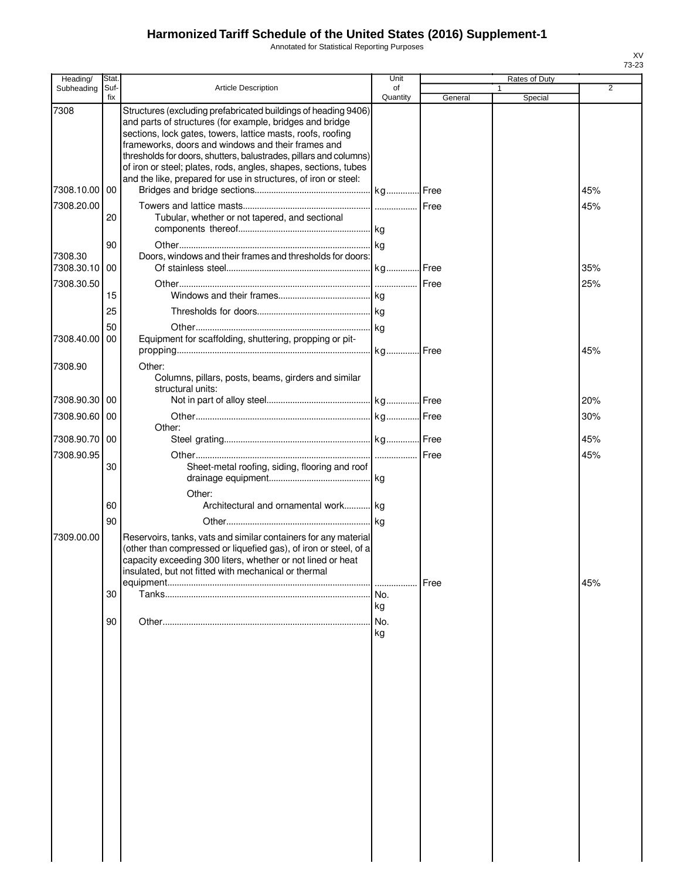# Harmonized Tariff Schedule of the United States (2016) Supplement-1

Annotated for Statistical Reporting Purposes

XV
73-23

| Heading/ Subheading | Stat. Suf- fix | Article Description | Unit of Quantity | Rates of Duty 1 General | Special | 2 |
|---|---|---|---|---|---|---|
| 7308 | | Structures (excluding prefabricated buildings of heading 9406) and parts of structures (for example, bridges and bridge sections, lock gates, towers, lattice masts, roofs, roofing frameworks, doors and windows and their frames and thresholds for doors, shutters, balustrades, pillars and columns) of iron or steel; plates, rods, angles, shapes, sections, tubes and the like, prepared for use in structures, of iron or steel: | | | | |
| 7308.10.00 | 00 | Bridges and bridge sections | kg | Free | | 45% |
| 7308.20.00 | | Towers and lattice masts | | Free | | 45% |
| | 20 | Tubular, whether or not tapered, and sectional components thereof | kg | | | |
| | 90 | Other | kg | | | |
| 7308.30 | | Doors, windows and their frames and thresholds for doors: | | | | |
| 7308.30.10 | 00 | Of stainless steel | kg | Free | | 35% |
| 7308.30.50 | | Other | | Free | | 25% |
| | 15 | Windows and their frames | kg | | | |
| | 25 | Thresholds for doors | kg | | | |
| | 50 | Other | kg | | | |
| 7308.40.00 | 00 | Equipment for scaffolding, shuttering, propping or pit-propping | kg | Free | | 45% |
| 7308.90 | | Other: | | | | |
| | | Columns, pillars, posts, beams, girders and similar structural units: | | | | |
| 7308.90.30 | 00 | Not in part of alloy steel | kg | Free | | 20% |
| 7308.90.60 | 00 | Other | kg | Free | | 30% |
| | | Other: | | | | |
| 7308.90.70 | 00 | Steel grating | kg | Free | | 45% |
| 7308.90.95 | | Other | | Free | | 45% |
| | 30 | Sheet-metal roofing, siding, flooring and roof drainage equipment | kg | | | |
| | | Other: | | | | |
| | 60 | Architectural and ornamental work | kg | | | |
| | 90 | Other | kg | | | |
| 7309.00.00 | | Reservoirs, tanks, vats and similar containers for any material (other than compressed or liquefied gas), of iron or steel, of a capacity exceeding 300 liters, whether or not lined or heat insulated, but not fitted with mechanical or thermal equipment | | Free | | 45% |
| | 30 | Tanks | No. kg | | | |
| | 90 | Other | No. kg | | | |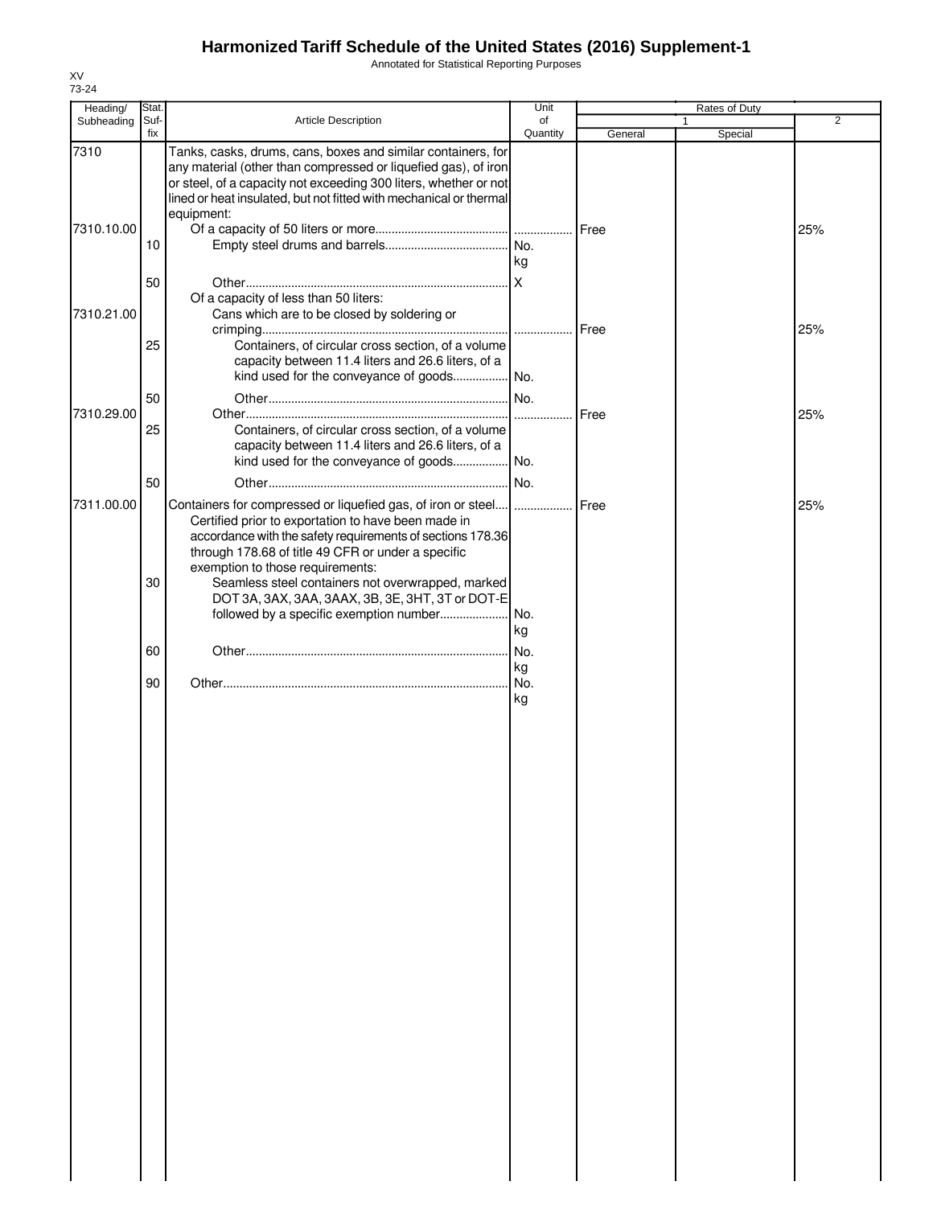# Harmonized Tariff Schedule of the United States (2016) Supplement-1

Annotated for Statistical Reporting Purposes

XV
73-24

| Heading/ Subheading | Stat. Suf- fix | Article Description | Unit of Quantity | Rates of Duty 1 General | Special | 2 |
|---|---|---|---|---|---|---|
| 7310 | | Tanks, casks, drums, cans, boxes and similar containers, for any material (other than compressed or liquefied gas), of iron or steel, of a capacity not exceeding 300 liters, whether or not lined or heat insulated, but not fitted with mechanical or thermal equipment: | | | | |
| 7310.10.00 | | Of a capacity of 50 liters or more | | Free | | 25% |
| | 10 | Empty steel drums and barrels | No. kg | | | |
| | 50 | Other | X | | | |
| | | Of a capacity of less than 50 liters: | | | | |
| 7310.21.00 | | Cans which are to be closed by soldering or crimping | | Free | | 25% |
| | 25 | Containers, of circular cross section, of a volume capacity between 11.4 liters and 26.6 liters, of a kind used for the conveyance of goods | No. | | | |
| | 50 | Other | No. | | | |
| 7310.29.00 | | Other | | Free | | 25% |
| | 25 | Containers, of circular cross section, of a volume capacity between 11.4 liters and 26.6 liters, of a kind used for the conveyance of goods | No. | | | |
| | 50 | Other | No. | | | |
| 7311.00.00 | | Containers for compressed or liquefied gas, of iron or steel | | Free | | 25% |
| | | Certified prior to exportation to have been made in accordance with the safety requirements of sections 178.36 through 178.68 of title 49 CFR or under a specific exemption to those requirements: | | | | |
| | 30 | Seamless steel containers not overwrapped, marked DOT 3A, 3AX, 3AA, 3AAX, 3B, 3E, 3HT, 3T or DOT-E followed by a specific exemption number | No. kg | | | |
| | 60 | Other | No. kg | | | |
| | 90 | Other | No. kg | | | |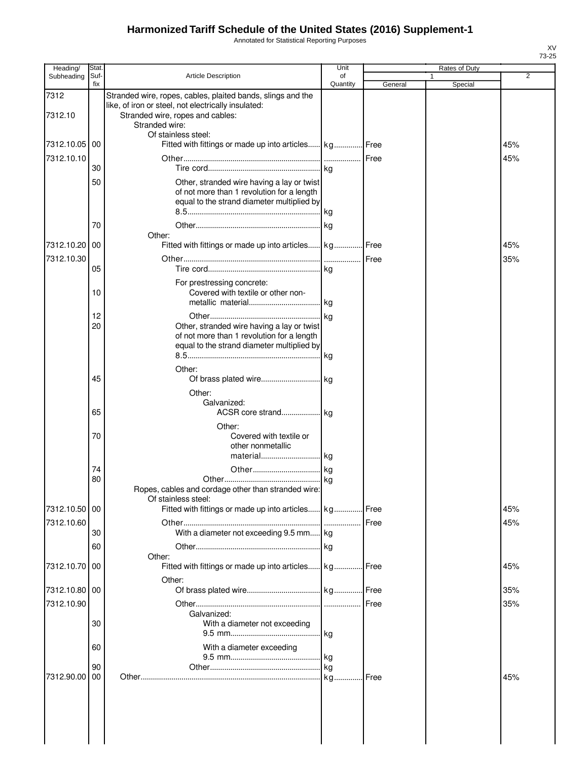# Harmonized Tariff Schedule of the United States (2016) Supplement-1

Annotated for Statistical Reporting Purposes

XV
73-25

| Heading/ Subheading | Stat. Suf- fix | Article Description | Unit of Quantity | Rates of Duty 1 General | Rates of Duty 1 Special | Rates of Duty 2 |
|---|---|---|---|---|---|---|
| 7312 | | Stranded wire, ropes, cables, plaited bands, slings and the like, of iron or steel, not electrically insulated: | | | | |
| 7312.10 | | Stranded wire, ropes and cables: | | | | |
| | | Stranded wire: | | | | |
| | | Of stainless steel: | | | | |
| 7312.10.05 | 00 | Fitted with fittings or made up into articles | kg | Free | | 45% |
| 7312.10.10 | | Other | | Free | | 45% |
| | 30 | Tire cord | kg | | | |
| | 50 | Other, stranded wire having a lay or twist of not more than 1 revolution for a length equal to the strand diameter multiplied by 8.5 | kg | | | |
| | 70 | Other | kg | | | |
| | | Other: | | | | |
| 7312.10.20 | 00 | Fitted with fittings or made up into articles | kg | Free | | 45% |
| 7312.10.30 | | Other | | Free | | 35% |
| | 05 | Tire cord | kg | | | |
| | | For prestressing concrete: | | | | |
| | 10 | Covered with textile or other non-metallic material | kg | | | |
| | 12 | Other | kg | | | |
| | 20 | Other, stranded wire having a lay or twist of not more than 1 revolution for a length equal to the strand diameter multiplied by 8.5 | kg | | | |
| | | Other: | | | | |
| | 45 | Of brass plated wire | kg | | | |
| | | Other: | | | | |
| | | Galvanized: | | | | |
| | 65 | ACSR core strand | kg | | | |
| | | Other: | | | | |
| | 70 | Covered with textile or other nonmetallic material | kg | | | |
| | 74 | Other | kg | | | |
| | 80 | Other | kg | | | |
| | | Ropes, cables and cordage other than stranded wire: | | | | |
| | | Of stainless steel: | | | | |
| 7312.10.50 | 00 | Fitted with fittings or made up into articles | kg | Free | | 45% |
| 7312.10.60 | | Other | | Free | | 45% |
| | 30 | With a diameter not exceeding 9.5 mm | kg | | | |
| | 60 | Other | kg | | | |
| | | Other: | | | | |
| 7312.10.70 | 00 | Fitted with fittings or made up into articles | kg | Free | | 45% |
| | | Other: | | | | |
| 7312.10.80 | 00 | Of brass plated wire | kg | Free | | 35% |
| 7312.10.90 | | Other | | Free | | 35% |
| | | Galvanized: | | | | |
| | 30 | With a diameter not exceeding 9.5 mm | kg | | | |
| | 60 | With a diameter exceeding 9.5 mm | kg | | | |
| | 90 | Other | kg | | | |
| 7312.90.00 | 00 | Other | kg | Free | | 45% |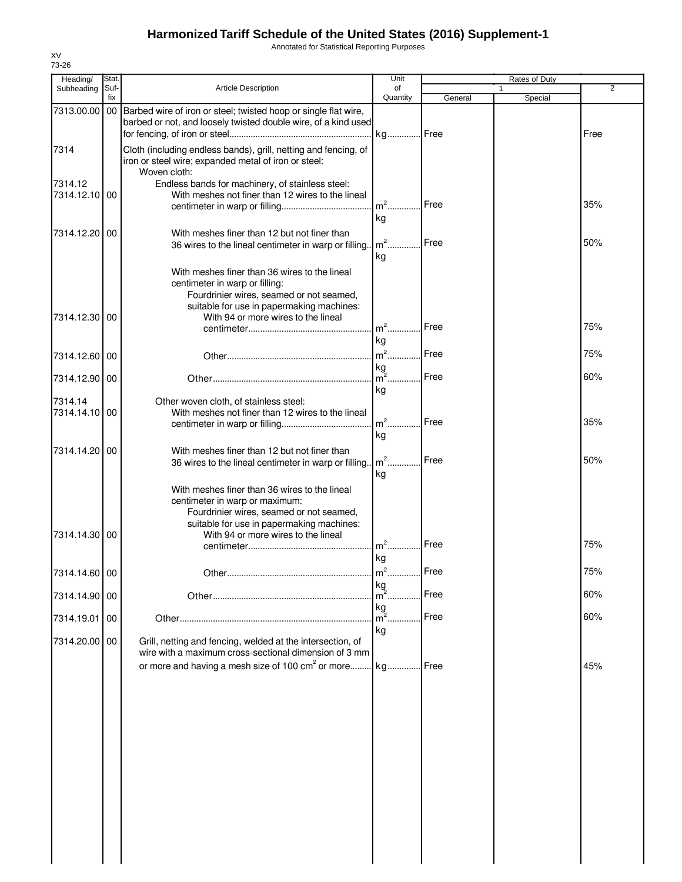# Harmonized Tariff Schedule of the United States (2016) Supplement-1

Annotated for Statistical Reporting Purposes

XV
73-26

| Heading/ Subheading | Stat. Suf-fix | Article Description | Unit of Quantity | Rates of Duty 1 General | Special | 2 |
|---|---|---|---|---|---|---|
| 7313.00.00 | 00 | Barbed wire of iron or steel; twisted hoop or single flat wire, barbed or not, and loosely twisted double wire, of a kind used for fencing, of iron or steel | kg | Free | | Free |
| 7314 | | Cloth (including endless bands), grill, netting and fencing, of iron or steel wire; expanded metal of iron or steel: | | | | |
| | | Woven cloth: | | | | |
| 7314.12 | | Endless bands for machinery, of stainless steel: | | | | |
| 7314.12.10 | 00 | With meshes not finer than 12 wires to the lineal centimeter in warp or filling | $m^2$ kg | Free | | 35% |
| 7314.12.20 | 00 | With meshes finer than 12 but not finer than 36 wires to the lineal centimeter in warp or filling | $m^2$ kg | Free | | 50% |
| | | With meshes finer than 36 wires to the lineal centimeter in warp or filling: | | | | |
| | | Fourdrinier wires, seamed or not seamed, suitable for use in papermaking machines: | | | | |
| 7314.12.30 | 00 | With 94 or more wires to the lineal centimeter | $m^2$ kg | Free | | 75% |
| 7314.12.60 | 00 | Other | $m^2$ kg | Free | | 75% |
| 7314.12.90 | 00 | Other | $m^2$ kg | Free | | 60% |
| 7314.14 | | Other woven cloth, of stainless steel: | | | | |
| 7314.14.10 | 00 | With meshes not finer than 12 wires to the lineal centimeter in warp or filling | $m^2$ kg | Free | | 35% |
| 7314.14.20 | 00 | With meshes finer than 12 but not finer than 36 wires to the lineal centimeter in warp or filling | $m^2$ kg | Free | | 50% |
| | | With meshes finer than 36 wires to the lineal centimeter in warp or maximum: | | | | |
| | | Fourdrinier wires, seamed or not seamed, suitable for use in papermaking machines: | | | | |
| 7314.14.30 | 00 | With 94 or more wires to the lineal centimeter | $m^2$ kg | Free | | 75% |
| 7314.14.60 | 00 | Other | $m^2$ kg | Free | | 75% |
| 7314.14.90 | 00 | Other | $m^2$ kg | Free | | 60% |
| 7314.19.01 | 00 | Other | $m^2$ kg | Free | | 60% |
| 7314.20.00 | 00 | Grill, netting and fencing, welded at the intersection, of wire with a maximum cross-sectional dimension of 3 mm or more and having a mesh size of 100 $cm^2$ or more | kg | Free | | 45% |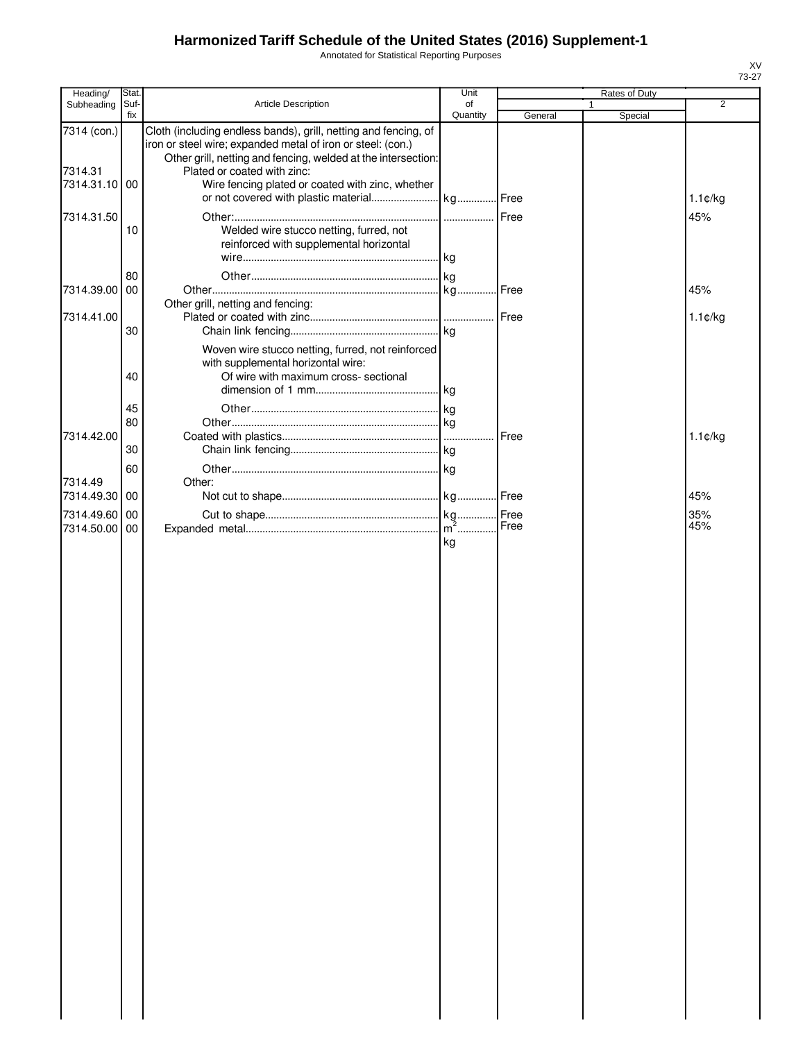# Harmonized Tariff Schedule of the United States (2016) Supplement-1

Annotated for Statistical Reporting Purposes

XV
73-27

| Heading/ Subheading | Stat. Suf-fix | Article Description | Unit of Quantity | Rates of Duty 1 General | Special | 2 |
|---|---|---|---|---|---|---|
| 7314 (con.) | | Cloth (including endless bands), grill, netting and fencing, of iron or steel wire; expanded metal of iron or steel: (con.) | | | | |
| | | Other grill, netting and fencing, welded at the intersection: | | | | |
| 7314.31 | | Plated or coated with zinc: | | | | |
| 7314.31.10 | 00 | Wire fencing plated or coated with zinc, whether or not covered with plastic material | kg | Free | | 1.1¢/kg |
| 7314.31.50 | | Other: | | Free | | 45% |
| | 10 | Welded wire stucco netting, furred, not reinforced with supplemental horizontal wire | kg | | | |
| | 80 | Other | kg | | | |
| 7314.39.00 | 00 | Other | kg | Free | | 45% |
| | | Other grill, netting and fencing: | | | | |
| 7314.41.00 | | Plated or coated with zinc | | Free | | 1.1¢/kg |
| | 30 | Chain link fencing | kg | | | |
| | | Woven wire stucco netting, furred, not reinforced with supplemental horizontal wire: | | | | |
| | 40 | Of wire with maximum cross- sectional dimension of 1 mm | kg | | | |
| | 45 | Other | kg | | | |
| | 80 | Other | kg | | | |
| 7314.42.00 | | Coated with plastics | | Free | | 1.1¢/kg |
| | 30 | Chain link fencing | kg | | | |
| | 60 | Other | kg | | | |
| 7314.49 | | Other: | | | | |
| 7314.49.30 | 00 | Not cut to shape | kg | Free | | 45% |
| 7314.49.60 | 00 | Cut to shape | kg | Free | | 35% |
| 7314.50.00 | 00 | Expanded metal | $m^2$ kg | Free | | 45% |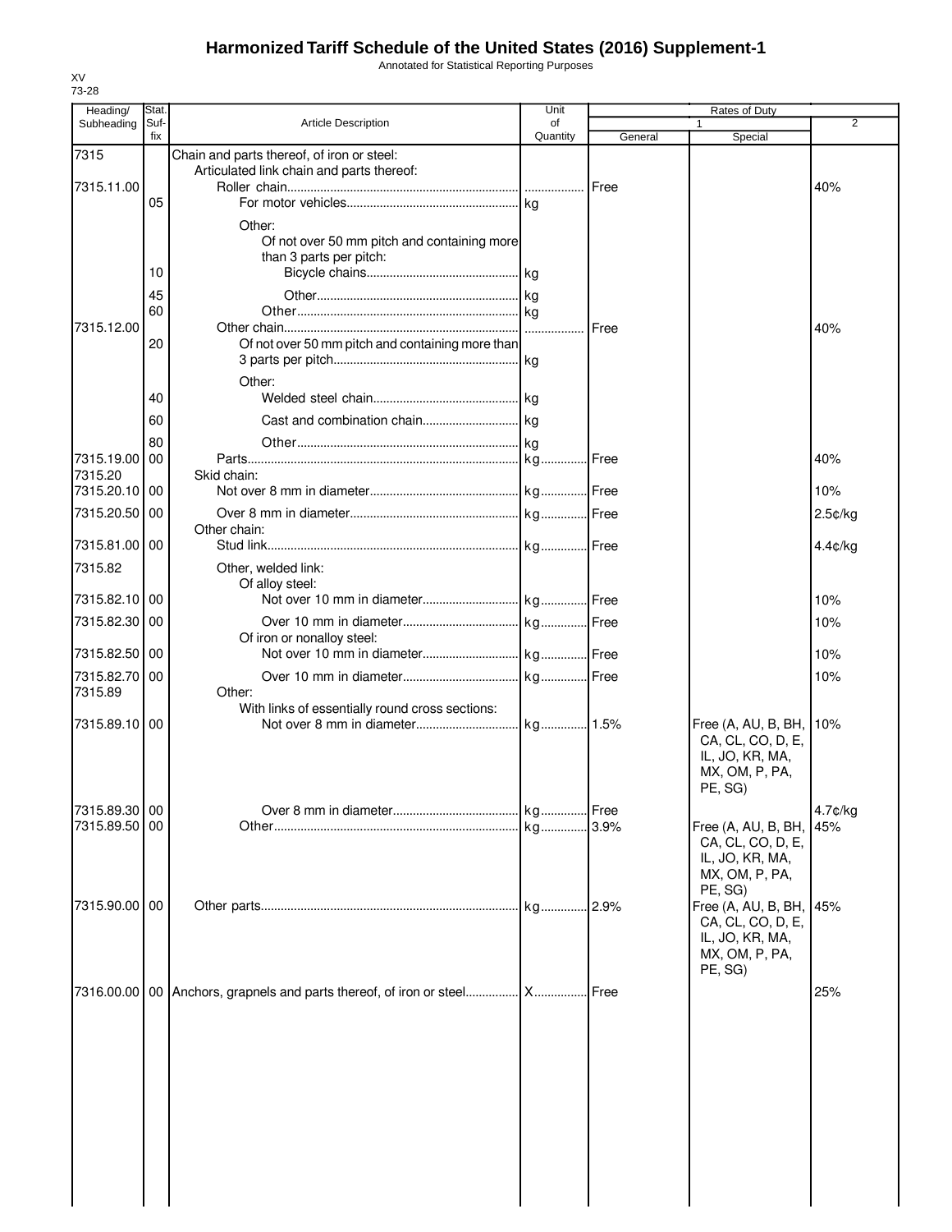# Harmonized Tariff Schedule of the United States (2016) Supplement-1

Annotated for Statistical Reporting Purposes

XV
73-28

| Heading/ Subheading | Stat. Suf- fix | Article Description | Unit of Quantity | Rates of Duty 1 General | Special | 2 |
|---|---|---|---|---|---|---|
| 7315 | | Chain and parts thereof, of iron or steel: | | | | |
| | | Articulated link chain and parts thereof: | | | | |
| 7315.11.00 | | Roller chain | | Free | | 40% |
| | 05 | For motor vehicles | kg | | | |
| | | Other: | | | | |
| | | Of not over 50 mm pitch and containing more than 3 parts per pitch: | | | | |
| | 10 | Bicycle chains | kg | | | |
| | 45 | Other | kg | | | |
| | 60 | Other | kg | | | |
| 7315.12.00 | | Other chain | | Free | | 40% |
| | 20 | Of not over 50 mm pitch and containing more than 3 parts per pitch | kg | | | |
| | | Other: | | | | |
| | 40 | Welded steel chain | kg | | | |
| | 60 | Cast and combination chain | kg | | | |
| | 80 | Other | kg | | | |
| 7315.19.00 | 00 | Parts | kg | Free | | 40% |
| 7315.20 | | Skid chain: | | | | |
| 7315.20.10 | 00 | Not over 8 mm in diameter | kg | Free | | 10% |
| 7315.20.50 | 00 | Over 8 mm in diameter | kg | Free | | 2.5¢/kg |
| | | Other chain: | | | | |
| 7315.81.00 | 00 | Stud link | kg | Free | | 4.4¢/kg |
| 7315.82 | | Other, welded link: | | | | |
| | | Of alloy steel: | | | | |
| 7315.82.10 | 00 | Not over 10 mm in diameter | kg | Free | | 10% |
| 7315.82.30 | 00 | Over 10 mm in diameter | kg | Free | | 10% |
| | | Of iron or nonalloy steel: | | | | |
| 7315.82.50 | 00 | Not over 10 mm in diameter | kg | Free | | 10% |
| 7315.82.70 | 00 | Over 10 mm in diameter | kg | Free | | 10% |
| 7315.89 | | Other: | | | | |
| | | With links of essentially round cross sections: | | | | |
| 7315.89.10 | 00 | Not over 8 mm in diameter | kg | 1.5% | Free (A, AU, B, BH, CA, CL, CO, D, E, IL, JO, KR, MA, MX, OM, P, PA, PE, SG) | 10% |
| 7315.89.30 | 00 | Over 8 mm in diameter | kg | Free | | 4.7¢/kg |
| 7315.89.50 | 00 | Other | kg | 3.9% | Free (A, AU, B, BH, CA, CL, CO, D, E, IL, JO, KR, MA, MX, OM, P, PA, PE, SG) | 45% |
| 7315.90.00 | 00 | Other parts | kg | 2.9% | Free (A, AU, B, BH, CA, CL, CO, D, E, IL, JO, KR, MA, MX, OM, P, PA, PE, SG) | 45% |
| 7316.00.00 | 00 | Anchors, grapnels and parts thereof, of iron or steel | X | Free | | 25% |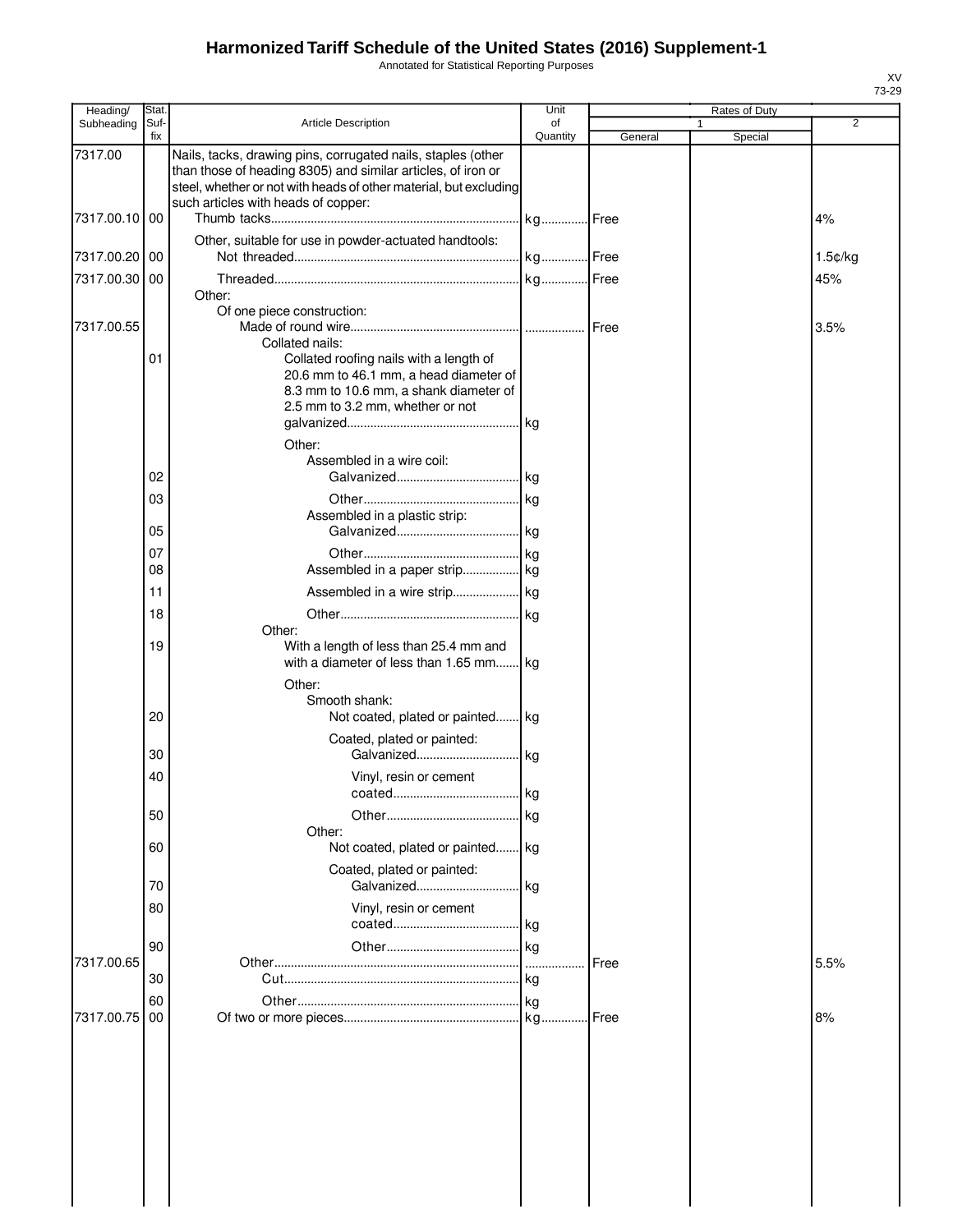# Harmonized Tariff Schedule of the United States (2016) Supplement-1

Annotated for Statistical Reporting Purposes

XV
73-29

| Heading/ Subheading | Stat. Suf- fix | Article Description | Unit of Quantity | Rates of Duty 1 General | Rates of Duty 1 Special | Rates of Duty 2 |
|---|---|---|---|---|---|---|
| 7317.00 | | Nails, tacks, drawing pins, corrugated nails, staples (other than those of heading 8305) and similar articles, of iron or steel, whether or not with heads of other material, but excluding such articles with heads of copper: | | | | |
| 7317.00.10 | 00 | Thumb tacks | kg | Free | | 4% |
| | | Other, suitable for use in powder-actuated handtools: | | | | |
| 7317.00.20 | 00 | Not threaded | kg | Free | | 1.5¢/kg |
| 7317.00.30 | 00 | Threaded | kg | Free | | 45% |
| | | Other: | | | | |
| | | Of one piece construction: | | | | |
| 7317.00.55 | | Made of round wire | | Free | | 3.5% |
| | | Collated nails: | | | | |
| | 01 | Collated roofing nails with a length of 20.6 mm to 46.1 mm, a head diameter of 8.3 mm to 10.6 mm, a shank diameter of 2.5 mm to 3.2 mm, whether or not galvanized | kg | | | |
| | | Other: | | | | |
| | | Assembled in a wire coil: | | | | |
| | 02 | Galvanized | kg | | | |
| | 03 | Other | kg | | | |
| | | Assembled in a plastic strip: | | | | |
| | 05 | Galvanized | kg | | | |
| | 07 | Other | kg | | | |
| | 08 | Assembled in a paper strip | kg | | | |
| | 11 | Assembled in a wire strip | kg | | | |
| | 18 | Other | kg | | | |
| | | Other: | | | | |
| | 19 | With a length of less than 25.4 mm and with a diameter of less than 1.65 mm | kg | | | |
| | | Other: | | | | |
| | | Smooth shank: | | | | |
| | 20 | Not coated, plated or painted | kg | | | |
| | | Coated, plated or painted: | | | | |
| | 30 | Galvanized | kg | | | |
| | 40 | Vinyl, resin or cement coated | kg | | | |
| | 50 | Other | kg | | | |
| | | Other: | | | | |
| | 60 | Not coated, plated or painted | kg | | | |
| | | Coated, plated or painted: | | | | |
| | 70 | Galvanized | kg | | | |
| | 80 | Vinyl, resin or cement coated | kg | | | |
| | 90 | Other | kg | | | |
| 7317.00.65 | | Other | | Free | | 5.5% |
| | 30 | Cut | kg | | | |
| | 60 | Other | kg | | | |
| 7317.00.75 | 00 | Of two or more pieces | kg | Free | | 8% |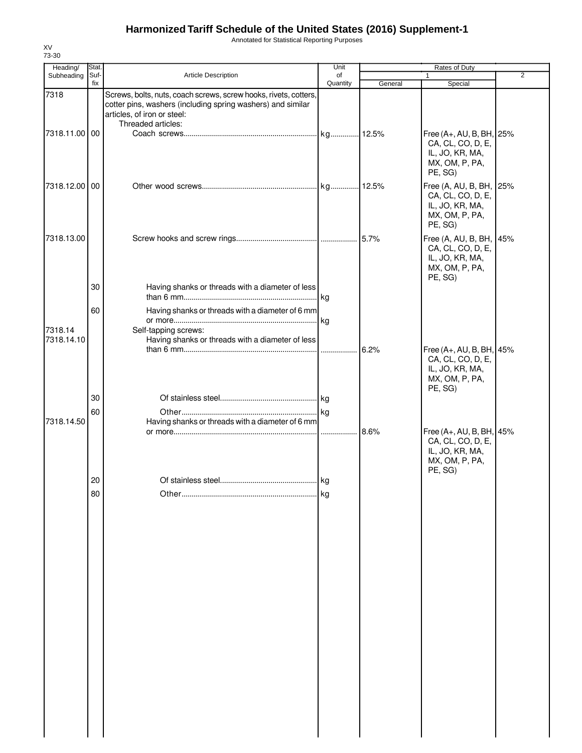# Harmonized Tariff Schedule of the United States (2016) Supplement-1

Annotated for Statistical Reporting Purposes

XV
73-30

| Heading/ Subheading | Stat. Suf- fix | Article Description | Unit of Quantity | Rates of Duty 1 General | Rates of Duty 1 Special | Rates of Duty 2 |
|---|---|---|---|---|---|---|
| 7318 | | Screws, bolts, nuts, coach screws, screw hooks, rivets, cotters, cotter pins, washers (including spring washers) and similar articles, of iron or steel: | | | | |
| | | Threaded articles: | | | | |
| 7318.11.00 | 00 | Coach screws | kg | 12.5% | Free (A+, AU, B, BH, CA, CL, CO, D, E, IL, JO, KR, MA, MX, OM, P, PA, PE, SG) | 25% |
| 7318.12.00 | 00 | Other wood screws | kg | 12.5% | Free (A, AU, B, BH, CA, CL, CO, D, E, IL, JO, KR, MA, MX, OM, P, PA, PE, SG) | 25% |
| 7318.13.00 | | Screw hooks and screw rings | | 5.7% | Free (A, AU, B, BH, CA, CL, CO, D, E, IL, JO, KR, MA, MX, OM, P, PA, PE, SG) | 45% |
| | 30 | Having shanks or threads with a diameter of less than 6 mm | kg | | | |
| | 60 | Having shanks or threads with a diameter of 6 mm or more | kg | | | |
| 7318.14 | | Self-tapping screws: | | | | |
| 7318.14.10 | | Having shanks or threads with a diameter of less than 6 mm | | 6.2% | Free (A+, AU, B, BH, CA, CL, CO, D, E, IL, JO, KR, MA, MX, OM, P, PA, PE, SG) | 45% |
| | 30 | Of stainless steel | kg | | | |
| | 60 | Other | kg | | | |
| 7318.14.50 | | Having shanks or threads with a diameter of 6 mm or more | | 8.6% | Free (A+, AU, B, BH, CA, CL, CO, D, E, IL, JO, KR, MA, MX, OM, P, PA, PE, SG) | 45% |
| | 20 | Of stainless steel | kg | | | |
| | 80 | Other | kg | | | |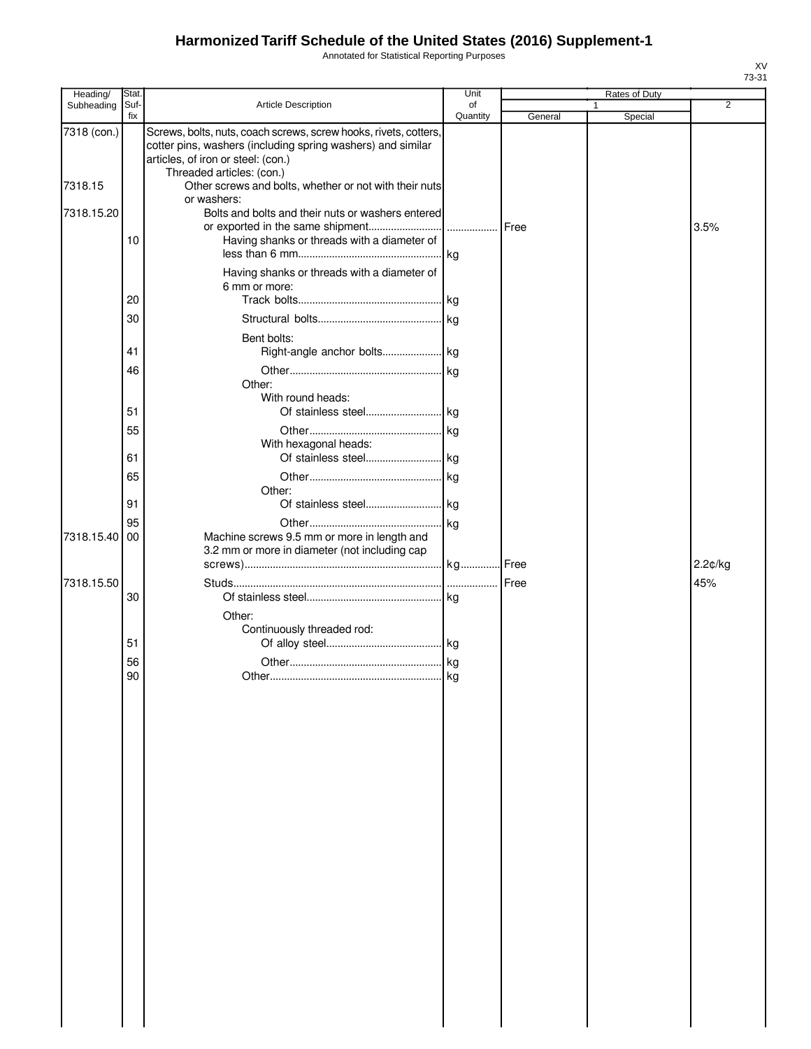# Harmonized Tariff Schedule of the United States (2016) Supplement-1

Annotated for Statistical Reporting Purposes

XV
73-31

| Heading/ Subheading | Stat. Suf- fix | Article Description | Unit of Quantity | Rates of Duty 1 General | Special | 2 |
|---|---|---|---|---|---|---|
| 7318 (con.) | | Screws, bolts, nuts, coach screws, screw hooks, rivets, cotters, cotter pins, washers (including spring washers) and similar articles, of iron or steel: (con.) | | | | |
| | | Threaded articles: (con.) | | | | |
| 7318.15 | | Other screws and bolts, whether or not with their nuts or washers: | | | | |
| 7318.15.20 | | Bolts and bolts and their nuts or washers entered or exported in the same shipment | | Free | | 3.5% |
| | 10 | Having shanks or threads with a diameter of less than 6 mm | kg | | | |
| | | Having shanks or threads with a diameter of 6 mm or more: | | | | |
| | 20 | Track bolts | kg | | | |
| | 30 | Structural bolts | kg | | | |
| | | Bent bolts: | | | | |
| | 41 | Right-angle anchor bolts | kg | | | |
| | 46 | Other | kg | | | |
| | | Other: | | | | |
| | | With round heads: | | | | |
| | 51 | Of stainless steel | kg | | | |
| | 55 | Other | kg | | | |
| | | With hexagonal heads: | | | | |
| | 61 | Of stainless steel | kg | | | |
| | 65 | Other | kg | | | |
| | | Other: | | | | |
| | 91 | Of stainless steel | kg | | | |
| | 95 | Other | kg | | | |
| 7318.15.40 | 00 | Machine screws 9.5 mm or more in length and 3.2 mm or more in diameter (not including cap screws) | kg | Free | | 2.2¢/kg |
| 7318.15.50 | | Studs | | Free | | 45% |
| | 30 | Of stainless steel | kg | | | |
| | | Other: | | | | |
| | | Continuously threaded rod: | | | | |
| | 51 | Of alloy steel | kg | | | |
| | 56 | Other | kg | | | |
| | 90 | Other | kg | | | |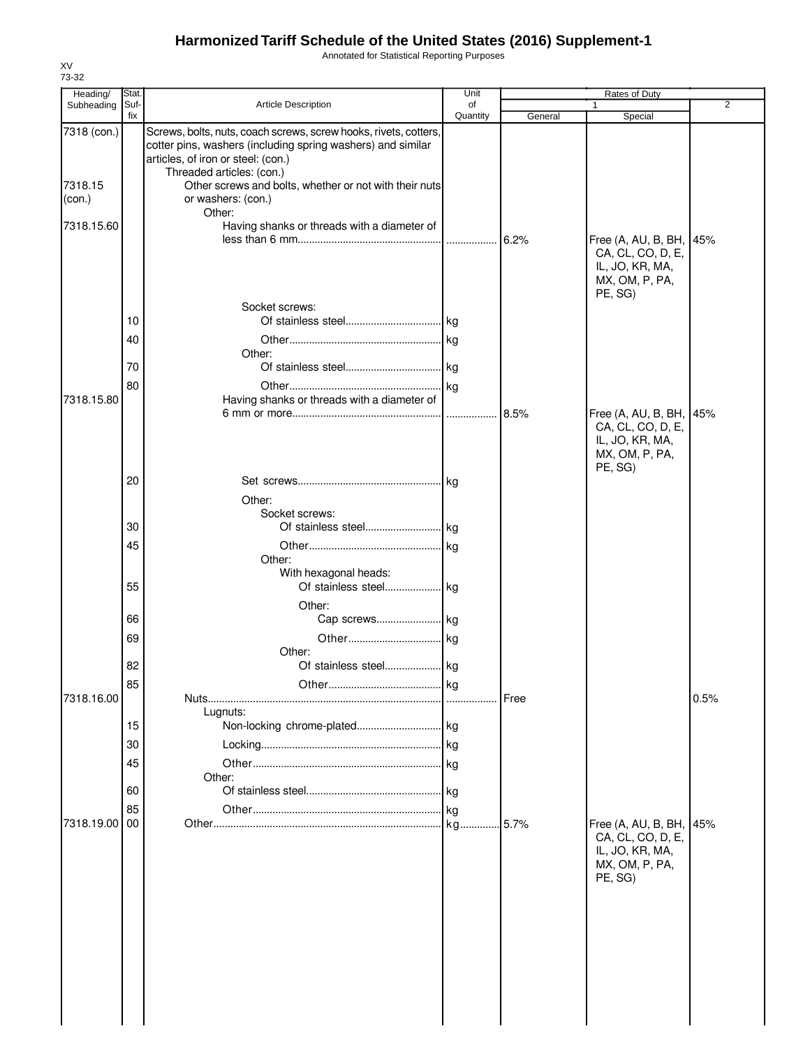# Harmonized Tariff Schedule of the United States (2016) Supplement-1

Annotated for Statistical Reporting Purposes

XV
73-32

| Heading/ Subheading | Stat. Suf-fix | Article Description | Unit of Quantity | Rates of Duty 1 General | Rates of Duty 1 Special | Rates of Duty 2 |
|---|---|---|---|---|---|---|
| 7318 (con.) | | Screws, bolts, nuts, coach screws, screw hooks, rivets, cotters, cotter pins, washers (including spring washers) and similar articles, of iron or steel: (con.) | | | | |
| | | Threaded articles: (con.) | | | | |
| 7318.15 (con.) | | Other screws and bolts, whether or not with their nuts or washers: (con.) | | | | |
| | | Other: | | | | |
| 7318.15.60 | | Having shanks or threads with a diameter of less than 6 mm | | 6.2% | Free (A, AU, B, BH, CA, CL, CO, D, E, IL, JO, KR, MA, MX, OM, P, PA, PE, SG) | 45% |
| | | Socket screws: | | | | |
| | 10 | Of stainless steel | kg | | | |
| | 40 | Other | kg | | | |
| | | Other: | | | | |
| | 70 | Of stainless steel | kg | | | |
| | 80 | Other | kg | | | |
| 7318.15.80 | | Having shanks or threads with a diameter of 6 mm or more | | 8.5% | Free (A, AU, B, BH, CA, CL, CO, D, E, IL, JO, KR, MA, MX, OM, P, PA, PE, SG) | 45% |
| | 20 | Set screws | kg | | | |
| | | Other: | | | | |
| | | Socket screws: | | | | |
| | 30 | Of stainless steel | kg | | | |
| | 45 | Other | kg | | | |
| | | Other: | | | | |
| | | With hexagonal heads: | | | | |
| | 55 | Of stainless steel | kg | | | |
| | | Other: | | | | |
| | 66 | Cap screws | kg | | | |
| | 69 | Other | kg | | | |
| | | Other: | | | | |
| | 82 | Of stainless steel | kg | | | |
| | 85 | Other | kg | | | |
| 7318.16.00 | | Nuts | | Free | | 0.5% |
| | | Lugnuts: | | | | |
| | 15 | Non-locking chrome-plated | kg | | | |
| | 30 | Locking | kg | | | |
| | 45 | Other | kg | | | |
| | | Other: | | | | |
| | 60 | Of stainless steel | kg | | | |
| | 85 | Other | kg | | | |
| 7318.19.00 | 00 | Other | kg | 5.7% | Free (A, AU, B, BH, CA, CL, CO, D, E, IL, JO, KR, MA, MX, OM, P, PA, PE, SG) | 45% |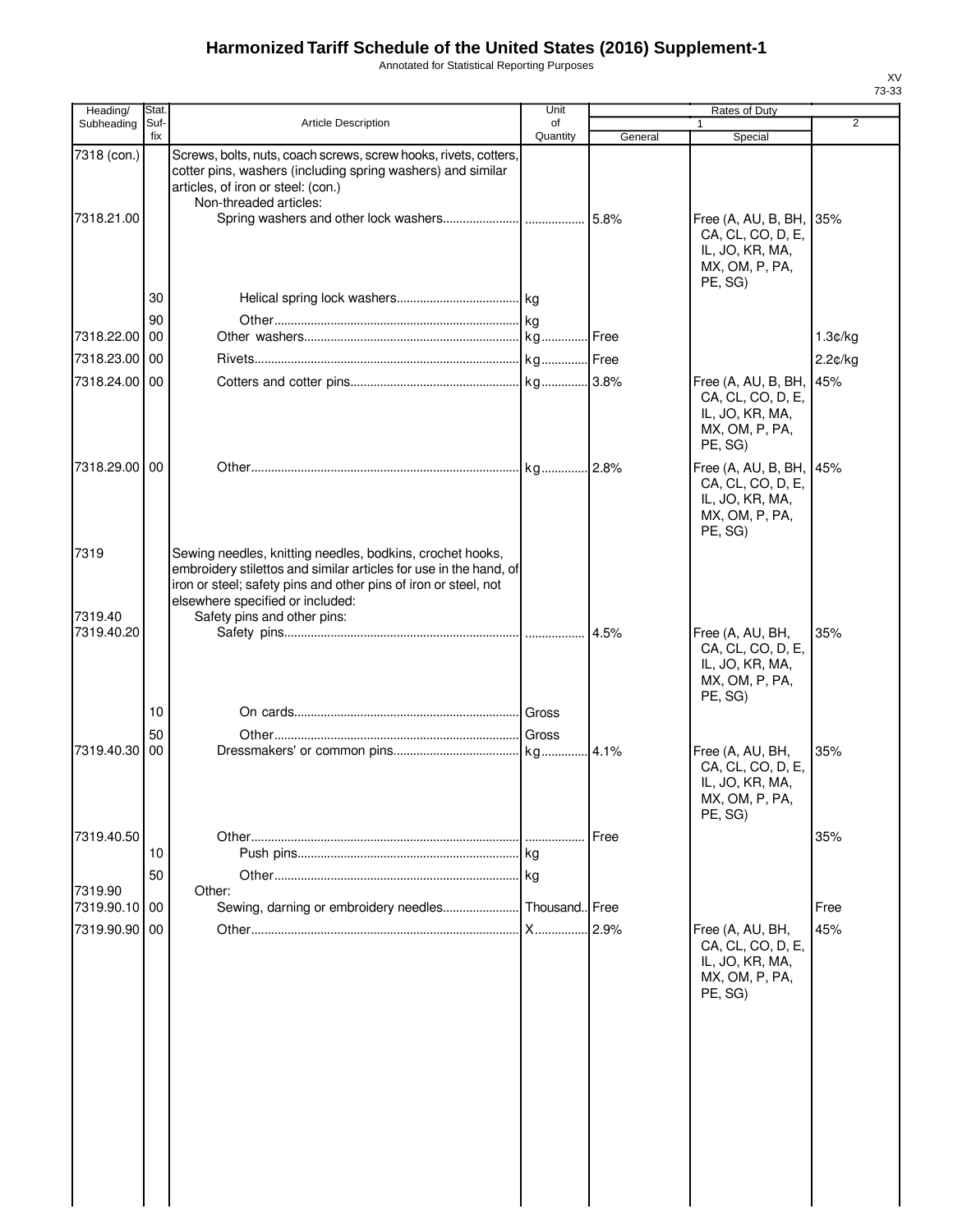# Harmonized Tariff Schedule of the United States (2016) Supplement-1

Annotated for Statistical Reporting Purposes

XV
73-33

| Heading/ Subheading | Stat. Suf- fix | Article Description | Unit of Quantity | Rates of Duty 1 General | Rates of Duty 1 Special | Rates of Duty 2 |
|---|---|---|---|---|---|---|
| 7318 (con.) | | Screws, bolts, nuts, coach screws, screw hooks, rivets, cotters, cotter pins, washers (including spring washers) and similar articles, of iron or steel: (con.) | | | | |
| | | Non-threaded articles: | | | | |
| 7318.21.00 | | Spring washers and other lock washers | | 5.8% | Free (A, AU, B, BH, CA, CL, CO, D, E, IL, JO, KR, MA, MX, OM, P, PA, PE, SG) | 35% |
| | 30 | Helical spring lock washers | kg | | | |
| | 90 | Other | kg | | | |
| 7318.22.00 | 00 | Other washers | kg | Free | | 1.3¢/kg |
| 7318.23.00 | 00 | Rivets | kg | Free | | 2.2¢/kg |
| 7318.24.00 | 00 | Cotters and cotter pins | kg | 3.8% | Free (A, AU, B, BH, CA, CL, CO, D, E, IL, JO, KR, MA, MX, OM, P, PA, PE, SG) | 45% |
| 7318.29.00 | 00 | Other | kg | 2.8% | Free (A, AU, B, BH, CA, CL, CO, D, E, IL, JO, KR, MA, MX, OM, P, PA, PE, SG) | 45% |
| 7319 | | Sewing needles, knitting needles, bodkins, crochet hooks, embroidery stilettos and similar articles for use in the hand, of iron or steel; safety pins and other pins of iron or steel, not elsewhere specified or included: | | | | |
| 7319.40 | | Safety pins and other pins: | | | | |
| 7319.40.20 | | Safety pins | | 4.5% | Free (A, AU, BH, CA, CL, CO, D, E, IL, JO, KR, MA, MX, OM, P, PA, PE, SG) | 35% |
| | 10 | On cards | Gross | | | |
| | 50 | Other | Gross | | | |
| 7319.40.30 | 00 | Dressmakers' or common pins | kg | 4.1% | Free (A, AU, BH, CA, CL, CO, D, E, IL, JO, KR, MA, MX, OM, P, PA, PE, SG) | 35% |
| 7319.40.50 | | Other | | Free | | 35% |
| | 10 | Push pins | kg | | | |
| | 50 | Other | kg | | | |
| 7319.90 | | Other: | | | | |
| 7319.90.10 | 00 | Sewing, darning or embroidery needles | Thousand | Free | | Free |
| 7319.90.90 | 00 | Other | X | 2.9% | Free (A, AU, BH, CA, CL, CO, D, E, IL, JO, KR, MA, MX, OM, P, PA, PE, SG) | 45% |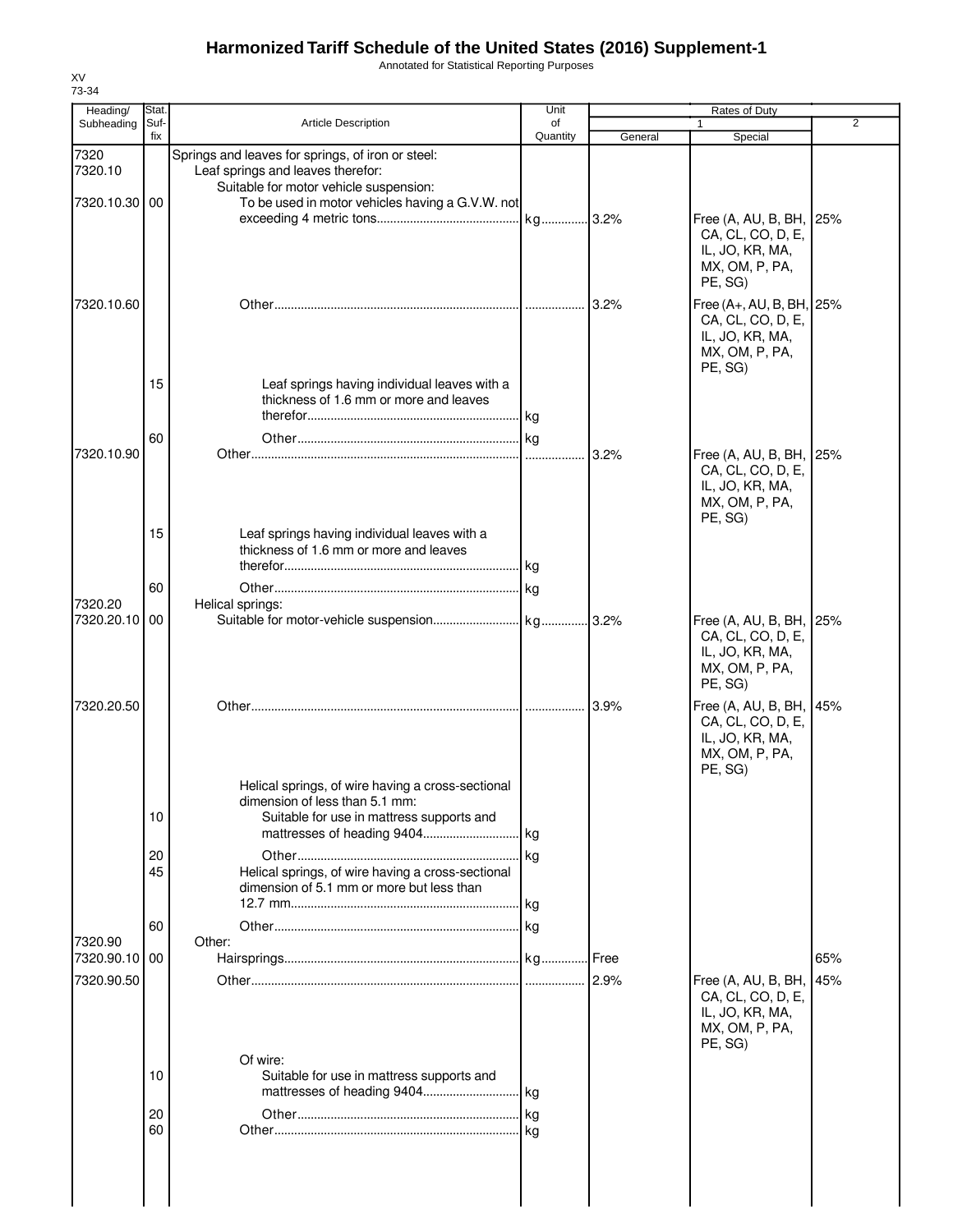# Harmonized Tariff Schedule of the United States (2016) Supplement-1

Annotated for Statistical Reporting Purposes

XV
73-34

| Heading/ Subheading | Stat. Suf- fix | Article Description | Unit of Quantity | Rates of Duty 1 General | Special | 2 |
|---|---|---|---|---|---|---|
| 7320 | | Springs and leaves for springs, of iron or steel: | | | | |
| 7320.10 | | Leaf springs and leaves therefor: | | | | |
| | | Suitable for motor vehicle suspension: | | | | |
| 7320.10.30 | 00 | To be used in motor vehicles having a G.V.W. not exceeding 4 metric tons | kg | 3.2% | Free (A, AU, B, BH, CA, CL, CO, D, E, IL, JO, KR, MA, MX, OM, P, PA, PE, SG) | 25% |
| 7320.10.60 | | Other | | 3.2% | Free (A+, AU, B, BH, CA, CL, CO, D, E, IL, JO, KR, MA, MX, OM, P, PA, PE, SG) | 25% |
| | 15 | Leaf springs having individual leaves with a thickness of 1.6 mm or more and leaves therefor | kg | | | |
| | 60 | Other | kg | | | |
| 7320.10.90 | | Other | | 3.2% | Free (A, AU, B, BH, CA, CL, CO, D, E, IL, JO, KR, MA, MX, OM, P, PA, PE, SG) | 25% |
| | 15 | Leaf springs having individual leaves with a thickness of 1.6 mm or more and leaves therefor | kg | | | |
| | 60 | Other | kg | | | |
| 7320.20 | | Helical springs: | | | | |
| 7320.20.10 | 00 | Suitable for motor-vehicle suspension | kg | 3.2% | Free (A, AU, B, BH, CA, CL, CO, D, E, IL, JO, KR, MA, MX, OM, P, PA, PE, SG) | 25% |
| 7320.20.50 | | Other | | 3.9% | Free (A, AU, B, BH, CA, CL, CO, D, E, IL, JO, KR, MA, MX, OM, P, PA, PE, SG) | 45% |
| | | Helical springs, of wire having a cross-sectional dimension of less than 5.1 mm: | | | | |
| | 10 | Suitable for use in mattress supports and mattresses of heading 9404 | kg | | | |
| | 20 | Other | kg | | | |
| | 45 | Helical springs, of wire having a cross-sectional dimension of 5.1 mm or more but less than 12.7 mm | kg | | | |
| | 60 | Other | kg | | | |
| 7320.90 | | Other: | | | | |
| 7320.90.10 | 00 | Hairsprings | kg | Free | | 65% |
| 7320.90.50 | | Other | | 2.9% | Free (A, AU, B, BH, CA, CL, CO, D, E, IL, JO, KR, MA, MX, OM, P, PA, PE, SG) | 45% |
| | | Of wire: | | | | |
| | 10 | Suitable for use in mattress supports and mattresses of heading 9404 | kg | | | |
| | 20 | Other | kg | | | |
| | 60 | Other | kg | | | |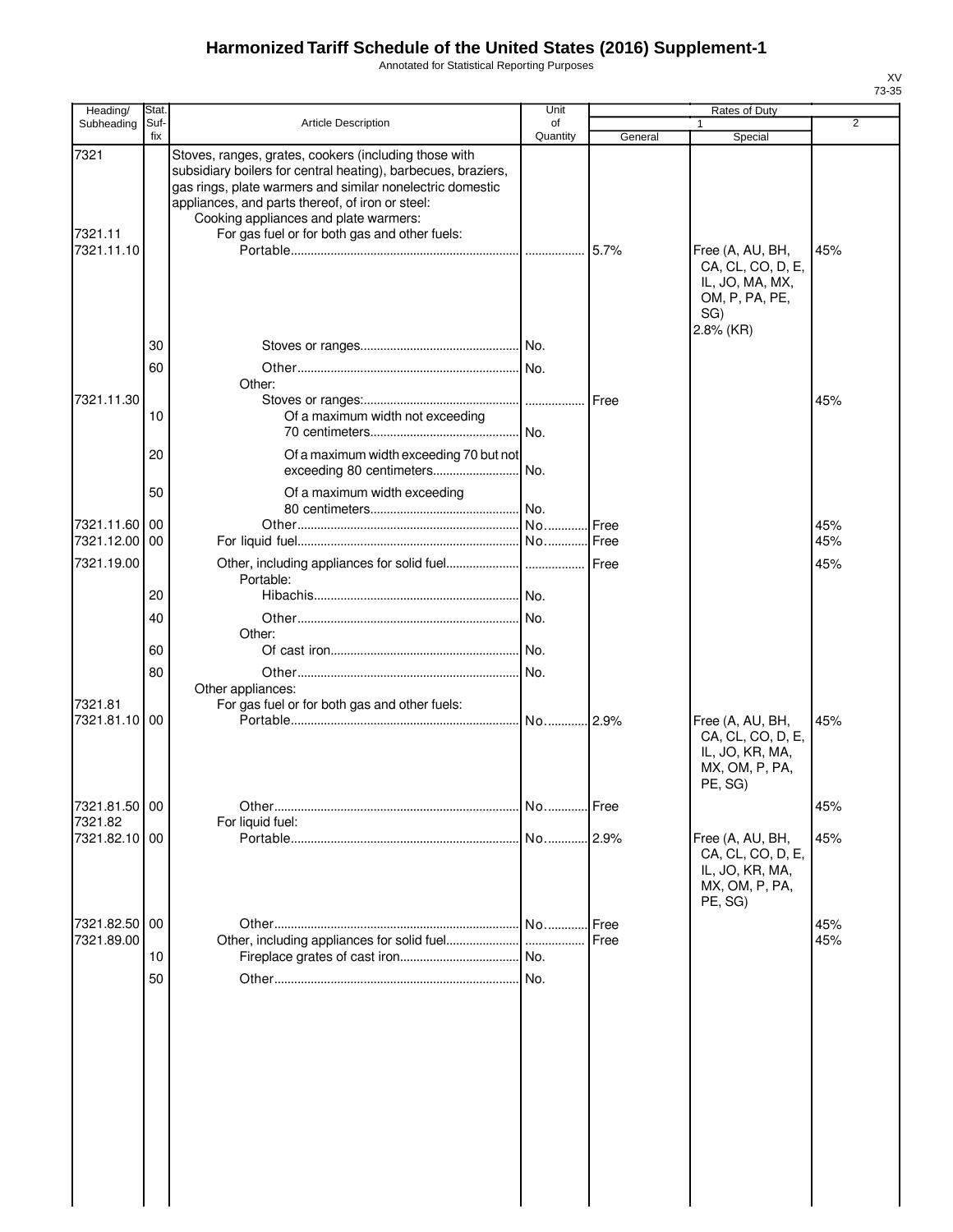# Harmonized Tariff Schedule of the United States (2016) Supplement-1

Annotated for Statistical Reporting Purposes

XV
73-35

| Heading/ Subheading | Stat. Suf- fix | Article Description | Unit of Quantity | Rates of Duty 1 General | Rates of Duty 1 Special | Rates of Duty 2 |
|---|---|---|---|---|---|---|
| 7321 | | Stoves, ranges, grates, cookers (including those with subsidiary boilers for central heating), barbecues, braziers, gas rings, plate warmers and similar nonelectric domestic appliances, and parts thereof, of iron or steel: | | | | |
| | | Cooking appliances and plate warmers: | | | | |
| 7321.11 | | For gas fuel or for both gas and other fuels: | | | | |
| 7321.11.10 | | Portable | | 5.7% | Free (A, AU, BH, CA, CL, CO, D, E, IL, JO, MA, MX, OM, P, PA, PE, SG) 2.8% (KR) | 45% |
| | 30 | Stoves or ranges | No. | | | |
| | 60 | Other | No. | | | |
| | | Other: | | | | |
| 7321.11.30 | | Stoves or ranges: | | Free | | 45% |
| | 10 | Of a maximum width not exceeding 70 centimeters | No. | | | |
| | 20 | Of a maximum width exceeding 70 but not exceeding 80 centimeters | No. | | | |
| | 50 | Of a maximum width exceeding 80 centimeters | No. | | | |
| 7321.11.60 | 00 | Other | No. | Free | | 45% |
| 7321.12.00 | 00 | For liquid fuel | No. | Free | | 45% |
| 7321.19.00 | | Other, including appliances for solid fuel | | Free | | 45% |
| | | Portable: | | | | |
| | 20 | Hibachis | No. | | | |
| | 40 | Other | No. | | | |
| | | Other: | | | | |
| | 60 | Of cast iron | No. | | | |
| | 80 | Other | No. | | | |
| | | Other appliances: | | | | |
| 7321.81 | | For gas fuel or for both gas and other fuels: | | | | |
| 7321.81.10 | 00 | Portable | No. | 2.9% | Free (A, AU, BH, CA, CL, CO, D, E, IL, JO, KR, MA, MX, OM, P, PA, PE, SG) | 45% |
| 7321.81.50 | 00 | Other | No. | Free | | 45% |
| 7321.82 | | For liquid fuel: | | | | |
| 7321.82.10 | 00 | Portable | No. | 2.9% | Free (A, AU, BH, CA, CL, CO, D, E, IL, JO, KR, MA, MX, OM, P, PA, PE, SG) | 45% |
| 7321.82.50 | 00 | Other | No. | Free | | 45% |
| 7321.89.00 | | Other, including appliances for solid fuel | | Free | | 45% |
| | 10 | Fireplace grates of cast iron | No. | | | |
| | 50 | Other | No. | | | |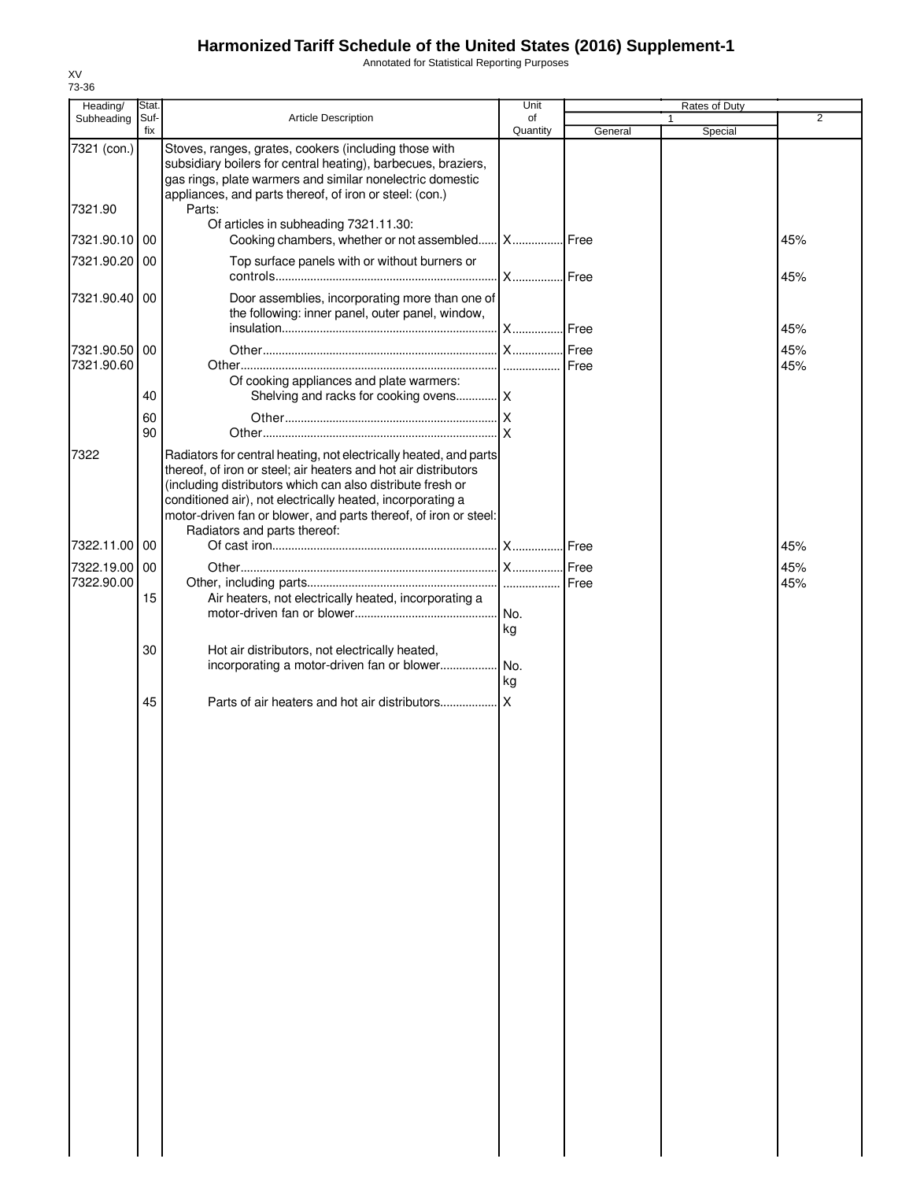# Harmonized Tariff Schedule of the United States (2016) Supplement-1

Annotated for Statistical Reporting Purposes

XV
73-36

| Heading/ Subheading | Stat. Suf-fix | Article Description | Unit of Quantity | Rates of Duty 1 General | Special | 2 |
|---|---|---|---|---|---|---|
| 7321 (con.) | | Stoves, ranges, grates, cookers (including those with subsidiary boilers for central heating), barbecues, braziers, gas rings, plate warmers and similar nonelectric domestic appliances, and parts thereof, of iron or steel: (con.) | | | | |
| 7321.90 | | Parts: | | | | |
| | | Of articles in subheading 7321.11.30: | | | | |
| 7321.90.10 | 00 | Cooking chambers, whether or not assembled | X | Free | | 45% |
| 7321.90.20 | 00 | Top surface panels with or without burners or controls | X | Free | | 45% |
| 7321.90.40 | 00 | Door assemblies, incorporating more than one of the following: inner panel, outer panel, window, insulation | X | Free | | 45% |
| 7321.90.50 | 00 | Other | X | Free | | 45% |
| 7321.90.60 | | Other | | Free | | 45% |
| | | Of cooking appliances and plate warmers: | | | | |
| | 40 | Shelving and racks for cooking ovens | X | | | |
| | 60 | Other | X | | | |
| | 90 | Other | X | | | |
| 7322 | | Radiators for central heating, not electrically heated, and parts thereof, of iron or steel; air heaters and hot air distributors (including distributors which can also distribute fresh or conditioned air), not electrically heated, incorporating a motor-driven fan or blower, and parts thereof, of iron or steel: | | | | |
| | | Radiators and parts thereof: | | | | |
| 7322.11.00 | 00 | Of cast iron | X | Free | | 45% |
| 7322.19.00 | 00 | Other | X | Free | | 45% |
| 7322.90.00 | | Other, including parts | | Free | | 45% |
| | 15 | Air heaters, not electrically heated, incorporating a motor-driven fan or blower | No. kg | | | |
| | 30 | Hot air distributors, not electrically heated, incorporating a motor-driven fan or blower | No. kg | | | |
| | 45 | Parts of air heaters and hot air distributors | X | | | |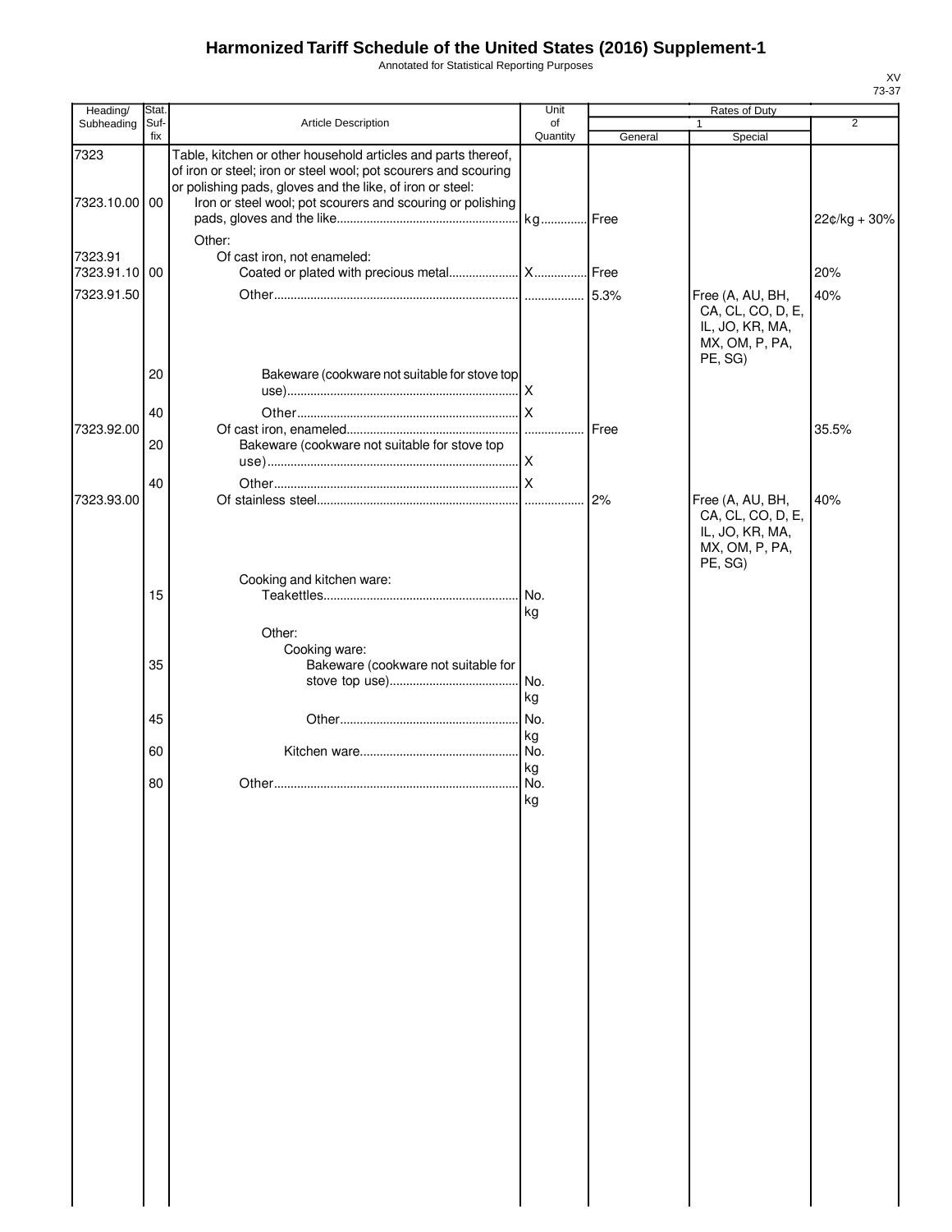# Harmonized Tariff Schedule of the United States (2016) Supplement-1

Annotated for Statistical Reporting Purposes

XV
73-37

| Heading/ Subheading | Stat. Suf-fix | Article Description | Unit of Quantity | Rates of Duty 1 General | Rates of Duty 1 Special | Rates of Duty 2 |
|---|---|---|---|---|---|---|
| 7323 | | Table, kitchen or other household articles and parts thereof, of iron or steel; iron or steel wool; pot scourers and scouring or polishing pads, gloves and the like, of iron or steel: | | | | |
| 7323.10.00 | 00 | Iron or steel wool; pot scourers and scouring or polishing pads, gloves and the like | kg | Free | | 22¢/kg + 30% |
| | | Other: | | | | |
| 7323.91 | | Of cast iron, not enameled: | | | | |
| 7323.91.10 | 00 | Coated or plated with precious metal | X | Free | | 20% |
| 7323.91.50 | | Other | | 5.3% | Free (A, AU, BH, CA, CL, CO, D, E, IL, JO, KR, MA, MX, OM, P, PA, PE, SG) | 40% |
| | 20 | Bakeware (cookware not suitable for stove top use) | X | | | |
| | 40 | Other | X | | | |
| 7323.92.00 | | Of cast iron, enameled | | Free | | 35.5% |
| | 20 | Bakeware (cookware not suitable for stove top use) | X | | | |
| | 40 | Other | X | | | |
| 7323.93.00 | | Of stainless steel | | 2% | Free (A, AU, BH, CA, CL, CO, D, E, IL, JO, KR, MA, MX, OM, P, PA, PE, SG) | 40% |
| | | Cooking and kitchen ware: | | | | |
| | 15 | Teakettles | No. kg | | | |
| | | Other: | | | | |
| | | Cooking ware: | | | | |
| | 35 | Bakeware (cookware not suitable for stove top use) | No. kg | | | |
| | 45 | Other | No. kg | | | |
| | 60 | Kitchen ware | No. kg | | | |
| | 80 | Other | No. kg | | | |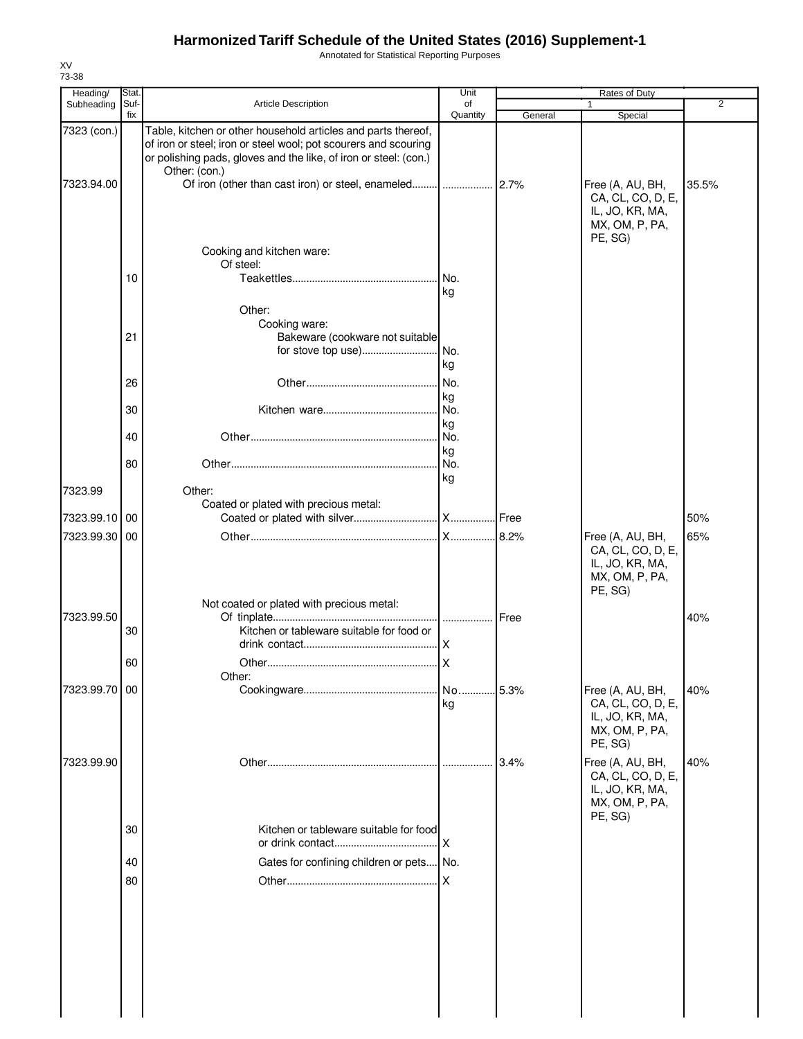# Harmonized Tariff Schedule of the United States (2016) Supplement-1

Annotated for Statistical Reporting Purposes

XV
73-38

| Heading/ Subheading | Stat. Suf-fix | Article Description | Unit of Quantity | Rates of Duty 1 General | Rates of Duty 1 Special | Rates of Duty 2 |
|---|---|---|---|---|---|---|
| 7323 (con.) | | Table, kitchen or other household articles and parts thereof, of iron or steel; iron or steel wool; pot scourers and scouring or polishing pads, gloves and the like, of iron or steel: (con.) | | | | |
| | | Other: (con.) | | | | |
| 7323.94.00 | | Of iron (other than cast iron) or steel, enameled | | 2.7% | Free (A, AU, BH, CA, CL, CO, D, E, IL, JO, KR, MA, MX, OM, P, PA, PE, SG) | 35.5% |
| | | Cooking and kitchen ware: | | | | |
| | | Of steel: | | | | |
| | 10 | Teakettles | No. kg | | | |
| | | Other: | | | | |
| | | Cooking ware: | | | | |
| | 21 | Bakeware (cookware not suitable for stove top use) | No. kg | | | |
| | 26 | Other | No. kg | | | |
| | 30 | Kitchen ware | No. kg | | | |
| | 40 | Other | No. kg | | | |
| | 80 | Other | No. kg | | | |
| 7323.99 | | Other: | | | | |
| | | Coated or plated with precious metal: | | | | |
| 7323.99.10 | 00 | Coated or plated with silver | X | Free | | 50% |
| 7323.99.30 | 00 | Other | X | 8.2% | Free (A, AU, BH, CA, CL, CO, D, E, IL, JO, KR, MA, MX, OM, P, PA, PE, SG) | 65% |
| | | Not coated or plated with precious metal: | | | | |
| 7323.99.50 | | Of tinplate | | Free | | 40% |
| | 30 | Kitchen or tableware suitable for food or drink contact | X | | | |
| | 60 | Other | X | | | |
| | | Other: | | | | |
| 7323.99.70 | 00 | Cookingware | No. kg | 5.3% | Free (A, AU, BH, CA, CL, CO, D, E, IL, JO, KR, MA, MX, OM, P, PA, PE, SG) | 40% |
| 7323.99.90 | | Other | | 3.4% | Free (A, AU, BH, CA, CL, CO, D, E, IL, JO, KR, MA, MX, OM, P, PA, PE, SG) | 40% |
| | 30 | Kitchen or tableware suitable for food or drink contact | X | | | |
| | 40 | Gates for confining children or pets | No. | | | |
| | 80 | Other | X | | | |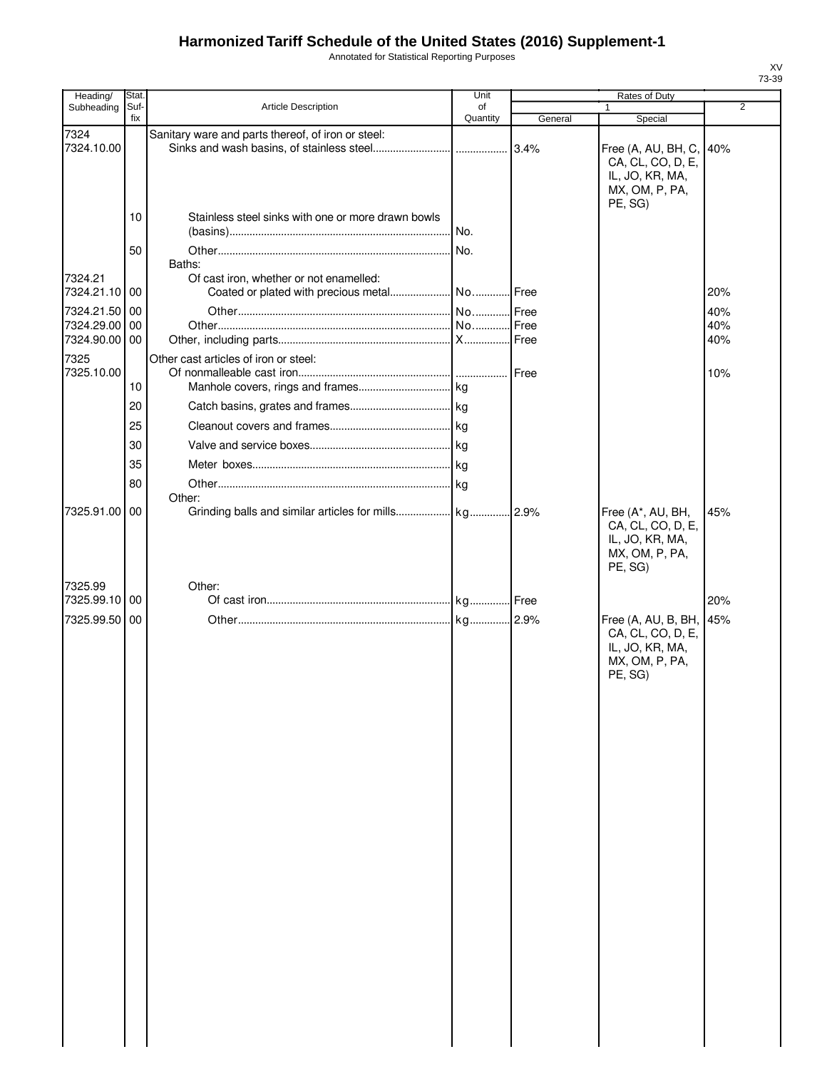# Harmonized Tariff Schedule of the United States (2016) Supplement-1

Annotated for Statistical Reporting Purposes

XV
73-39

| Heading/ Subheading | Stat. Suf- fix | Article Description | Unit of Quantity | Rates of Duty 1 General | Rates of Duty 1 Special | Rates of Duty 2 |
|---|---|---|---|---|---|---|
| 7324 | | Sanitary ware and parts thereof, of iron or steel: | | | | |
| 7324.10.00 | | Sinks and wash basins, of stainless steel | | 3.4% | Free (A, AU, BH, C, CA, CL, CO, D, E, IL, JO, KR, MA, MX, OM, P, PA, PE, SG) | 40% |
| | 10 | Stainless steel sinks with one or more drawn bowls (basins) | No. | | | |
| | 50 | Other | No. | | | |
| | | Baths: | | | | |
| 7324.21 | | Of cast iron, whether or not enamelled: | | | | |
| 7324.21.10 | 00 | Coated or plated with precious metal | No. | Free | | 20% |
| 7324.21.50 | 00 | Other | No. | Free | | 40% |
| 7324.29.00 | 00 | Other | No. | Free | | 40% |
| 7324.90.00 | 00 | Other, including parts | X | Free | | 40% |
| 7325 | | Other cast articles of iron or steel: | | | | |
| 7325.10.00 | | Of nonmalleable cast iron | | Free | | 10% |
| | 10 | Manhole covers, rings and frames | kg | | | |
| | 20 | Catch basins, grates and frames | kg | | | |
| | 25 | Cleanout covers and frames | kg | | | |
| | 30 | Valve and service boxes | kg | | | |
| | 35 | Meter boxes | kg | | | |
| | 80 | Other | kg | | | |
| | | Other: | | | | |
| 7325.91.00 | 00 | Grinding balls and similar articles for mills | kg | 2.9% | Free (A*, AU, BH, CA, CL, CO, D, E, IL, JO, KR, MA, MX, OM, P, PA, PE, SG) | 45% |
| 7325.99 | | Other: | | | | |
| 7325.99.10 | 00 | Of cast iron | kg | Free | | 20% |
| 7325.99.50 | 00 | Other | kg | 2.9% | Free (A, AU, B, BH, CA, CL, CO, D, E, IL, JO, KR, MA, MX, OM, P, PA, PE, SG) | 45% |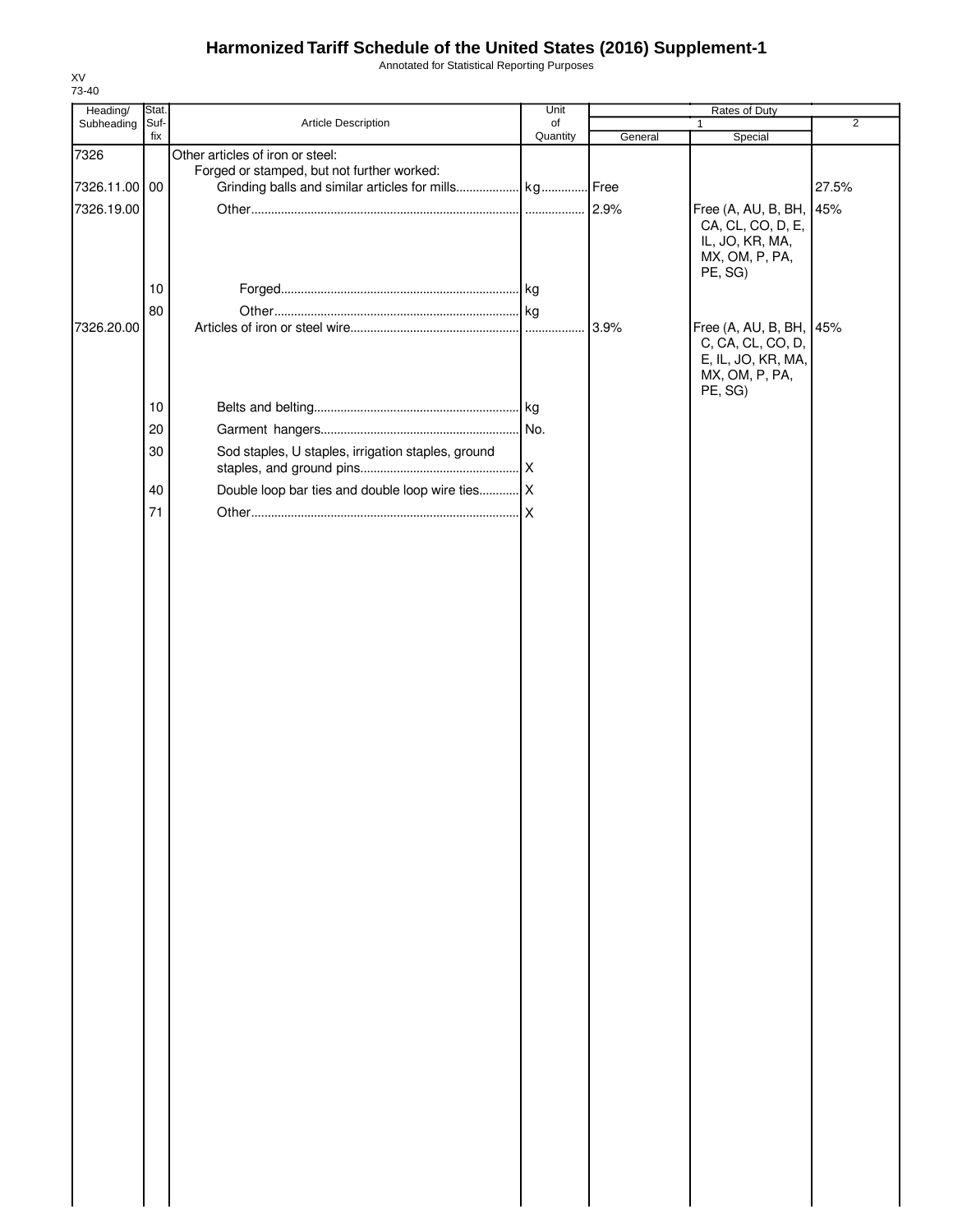# Harmonized Tariff Schedule of the United States (2016) Supplement-1

Annotated for Statistical Reporting Purposes

XV
73-40

| Heading/ Subheading | Stat. Suf- fix | Article Description | Unit of Quantity | Rates of Duty 1 General | Rates of Duty 1 Special | Rates of Duty 2 |
|---|---|---|---|---|---|---|
| 7326 | | Other articles of iron or steel: | | | | |
| | | Forged or stamped, but not further worked: | | | | |
| 7326.11.00 | 00 | Grinding balls and similar articles for mills | kg | Free | | 27.5% |
| 7326.19.00 | | Other | | 2.9% | Free (A, AU, B, BH, CA, CL, CO, D, E, IL, JO, KR, MA, MX, OM, P, PA, PE, SG) | 45% |
| | 10 | Forged | kg | | | |
| | 80 | Other | kg | | | |
| 7326.20.00 | | Articles of iron or steel wire | | 3.9% | Free (A, AU, B, BH, C, CA, CL, CO, D, E, IL, JO, KR, MA, MX, OM, P, PA, PE, SG) | 45% |
| | 10 | Belts and belting | kg | | | |
| | 20 | Garment hangers | No. | | | |
| | 30 | Sod staples, U staples, irrigation staples, ground staples, and ground pins | X | | | |
| | 40 | Double loop bar ties and double loop wire ties | X | | | |
| | 71 | Other | X | | | |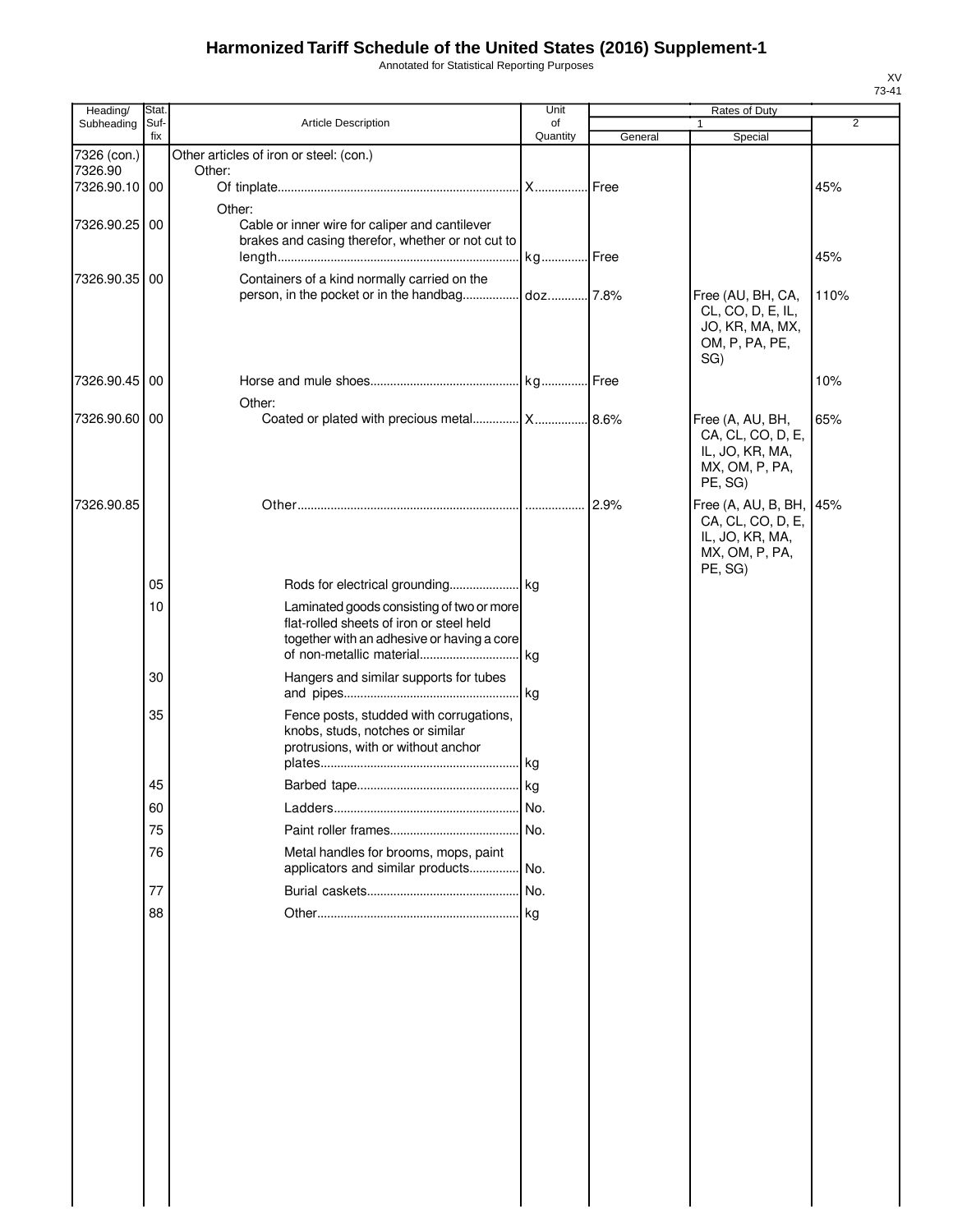# Harmonized Tariff Schedule of the United States (2016) Supplement-1

Annotated for Statistical Reporting Purposes

XV
73-41

| Heading/ Subheading | Stat. Suf-fix | Article Description | Unit of Quantity | Rates of Duty 1 General | Special | 2 |
|---|---|---|---|---|---|---|
| 7326 (con.) | | Other articles of iron or steel: (con.) | | | | |
| 7326.90 | | Other: | | | | |
| 7326.90.10 | 00 | Of tinplate | X | Free | | 45% |
| | | Other: | | | | |
| 7326.90.25 | 00 | Cable or inner wire for caliper and cantilever brakes and casing therefor, whether or not cut to length | kg | Free | | 45% |
| 7326.90.35 | 00 | Containers of a kind normally carried on the person, in the pocket or in the handbag | doz. | 7.8% | Free (AU, BH, CA, CL, CO, D, E, IL, JO, KR, MA, MX, OM, P, PA, PE, SG) | 110% |
| 7326.90.45 | 00 | Horse and mule shoes | kg | Free | | 10% |
| | | Other: | | | | |
| 7326.90.60 | 00 | Coated or plated with precious metal | X | 8.6% | Free (A, AU, BH, CA, CL, CO, D, E, IL, JO, KR, MA, MX, OM, P, PA, PE, SG) | 65% |
| 7326.90.85 | | Other | | 2.9% | Free (A, AU, B, BH, CA, CL, CO, D, E, IL, JO, KR, MA, MX, OM, P, PA, PE, SG) | 45% |
| | 05 | Rods for electrical grounding | kg | | | |
| | 10 | Laminated goods consisting of two or more flat-rolled sheets of iron or steel held together with an adhesive or having a core of non-metallic material | kg | | | |
| | 30 | Hangers and similar supports for tubes and pipes | kg | | | |
| | 35 | Fence posts, studded with corrugations, knobs, studs, notches or similar protrusions, with or without anchor plates | kg | | | |
| | 45 | Barbed tape | kg | | | |
| | 60 | Ladders | No. | | | |
| | 75 | Paint roller frames | No. | | | |
| | 76 | Metal handles for brooms, mops, paint applicators and similar products | No. | | | |
| | 77 | Burial caskets | No. | | | |
| | 88 | Other | kg | | | |